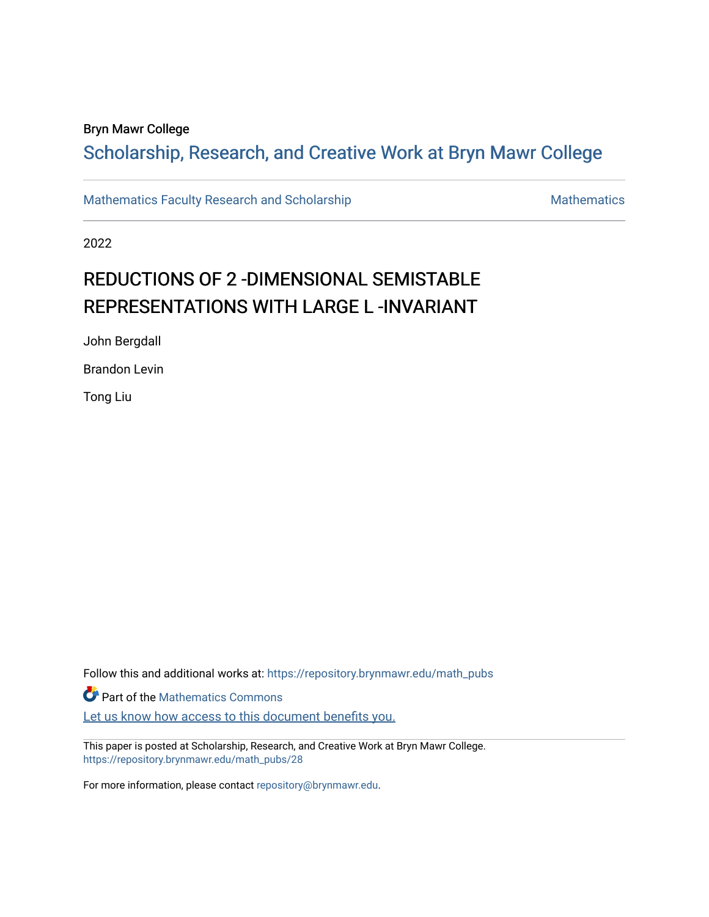Bryn Mawr College

## Scholarship, Research, and Creative Work at Bryn Mawr College

Mathematics Faculty Research and Scholarship

Mathematics

2022

# REDUCTIONS OF 2 -DIMENSIONAL SEMISTABLE REPRESENTATIONS WITH LARGE L -INVARIANT

John Bergdall

Brandon Levin

Tong Liu

Follow this and additional works at: https://repository.brynmawr.edu/math_pubs

Part of the Mathematics Commons

Let us know how access to this document benefits you.

This paper is posted at Scholarship, Research, and Creative Work at Bryn Mawr College.
https://repository.brynmawr.edu/math_pubs/28

For more information, please contact repository@brynmawr.edu.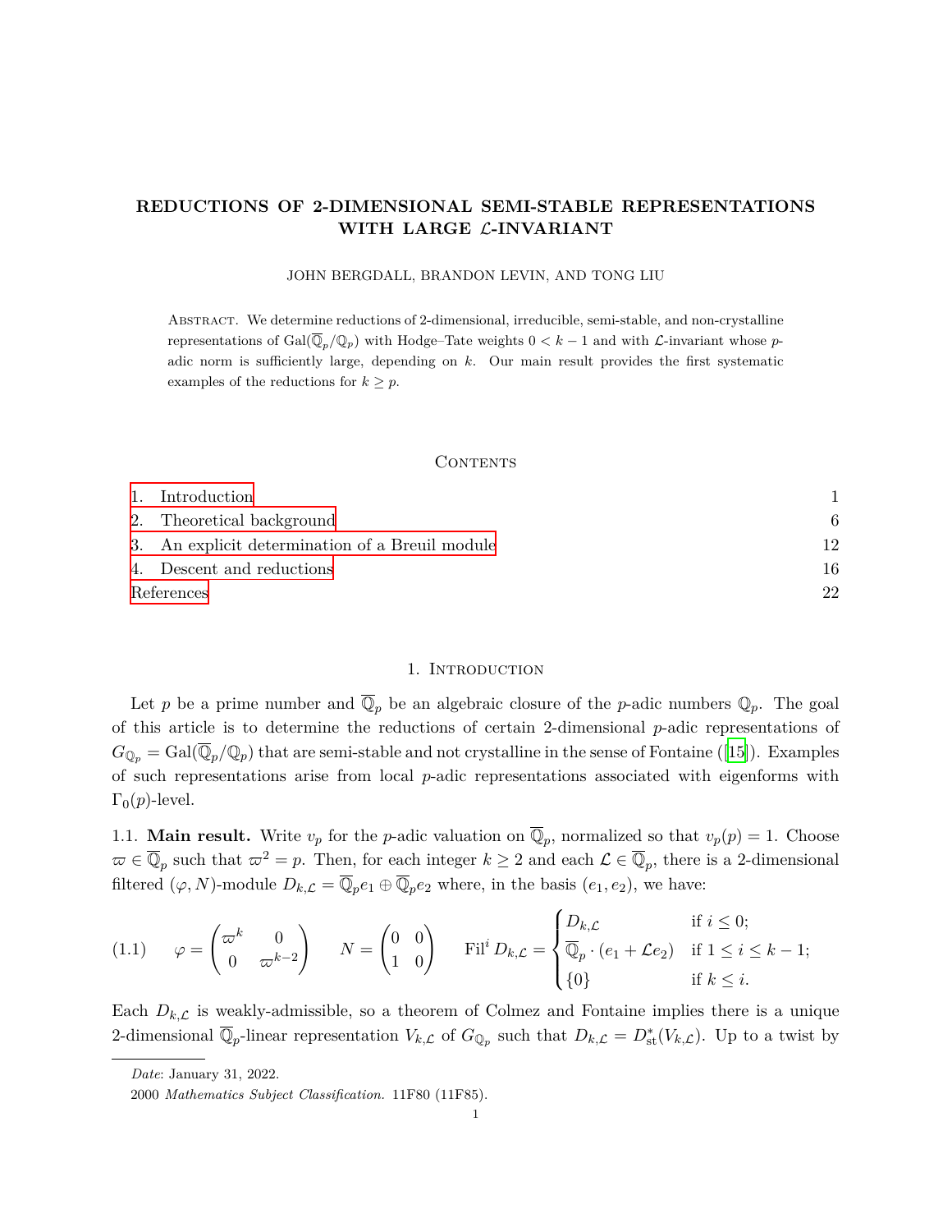# REDUCTIONS OF 2-DIMENSIONAL SEMI-STABLE REPRESENTATIONS WITH LARGE $\mathcal{L}$-INVARIANT

JOHN BERGDALL, BRANDON LEVIN, AND TONG LIU

Abstract. We determine reductions of 2-dimensional, irreducible, semi-stable, and non-crystalline representations of $\mathrm{Gal}(\overline{\mathbb{Q}}_p/\mathbb{Q}_p)$ with Hodge–Tate weights $0 < k-1$ and with $\mathcal{L}$-invariant whose $p$-adic norm is sufficiently large, depending on $k$. Our main result provides the first systematic examples of the reductions for $k \geq p$.

## Contents

1. Introduction — 1
2. Theoretical background — 6
3. An explicit determination of a Breuil module — 12
4. Descent and reductions — 16

References — 22

## 1. Introduction

Let $p$ be a prime number and $\overline{\mathbb{Q}}_p$ be an algebraic closure of the $p$-adic numbers $\mathbb{Q}_p$. The goal of this article is to determine the reductions of certain 2-dimensional $p$-adic representations of $G_{\mathbb{Q}_p} = \mathrm{Gal}(\overline{\mathbb{Q}}_p/\mathbb{Q}_p)$ that are semi-stable and not crystalline in the sense of Fontaine ([15]). Examples of such representations arise from local $p$-adic representations associated with eigenforms with $\Gamma_0(p)$-level.

1.1. **Main result.** Write $v_p$ for the $p$-adic valuation on $\overline{\mathbb{Q}}_p$, normalized so that $v_p(p) = 1$. Choose $\varpi \in \overline{\mathbb{Q}}_p$ such that $\varpi^2 = p$. Then, for each integer $k \geq 2$ and each $\mathcal{L} \in \overline{\mathbb{Q}}_p$, there is a 2-dimensional filtered $(\varphi, N)$-module $D_{k,\mathcal{L}} = \overline{\mathbb{Q}}_p e_1 \oplus \overline{\mathbb{Q}}_p e_2$ where, in the basis $(e_1, e_2)$, we have:

$$
(1.1) \qquad \varphi = \begin{pmatrix} \varpi^k & 0 \\ 0 & \varpi^{k-2} \end{pmatrix} \qquad N = \begin{pmatrix} 0 & 0 \\ 1 & 0 \end{pmatrix} \qquad \mathrm{Fil}^i D_{k,\mathcal{L}} = \begin{cases} D_{k,\mathcal{L}} & \text{if } i \leq 0; \\ \overline{\mathbb{Q}}_p \cdot (e_1 + \mathcal{L} e_2) & \text{if } 1 \leq i \leq k-1; \\ \{0\} & \text{if } k \leq i. \end{cases}
$$

Each $D_{k,\mathcal{L}}$ is weakly-admissible, so a theorem of Colmez and Fontaine implies there is a unique 2-dimensional $\overline{\mathbb{Q}}_p$-linear representation $V_{k,\mathcal{L}}$ of $G_{\mathbb{Q}_p}$ such that $D_{k,\mathcal{L}} = D^*_{\mathrm{st}}(V_{k,\mathcal{L}})$. Up to a twist by

*Date*: January 31, 2022.

2000 *Mathematics Subject Classification.* 11F80 (11F85).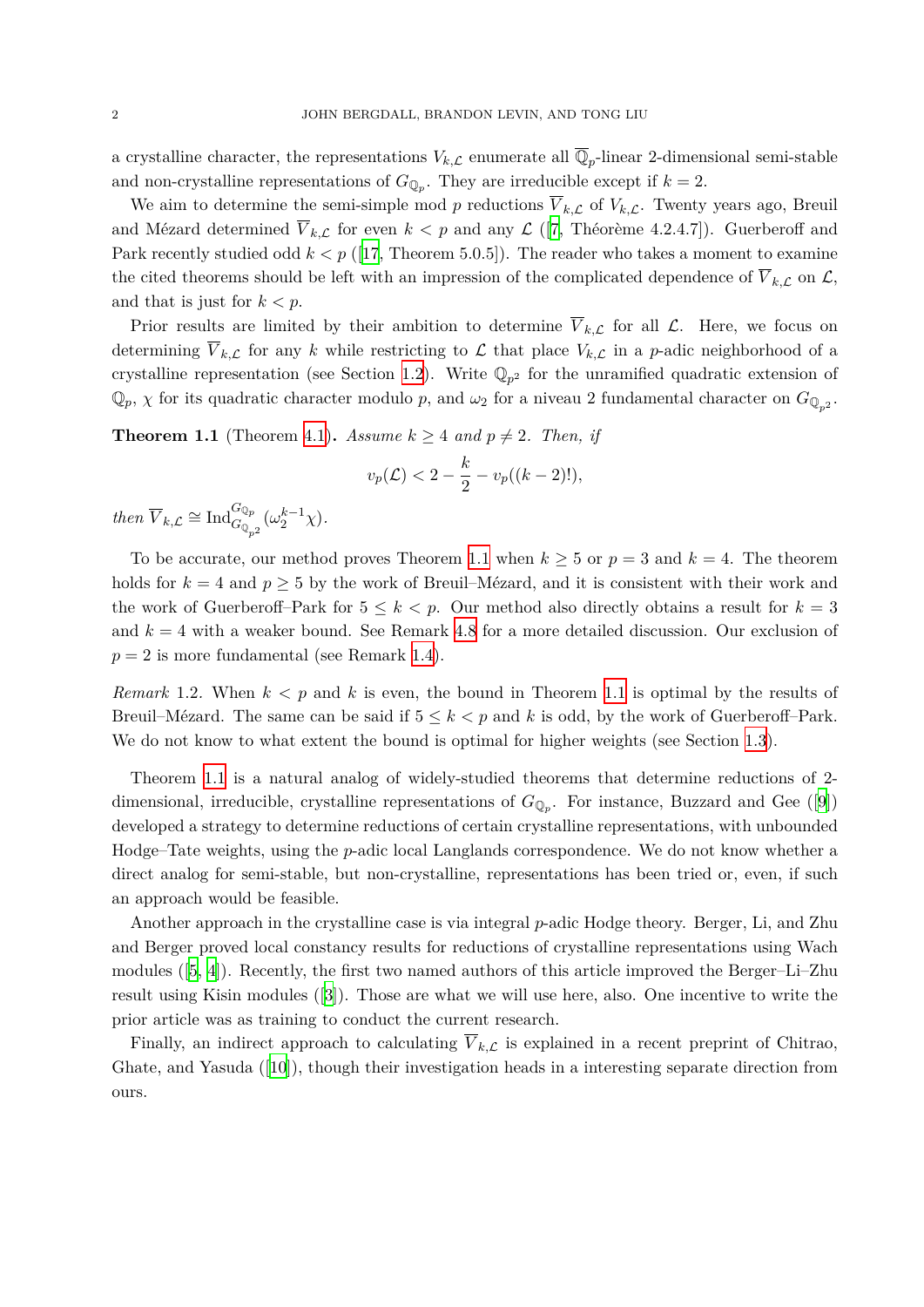a crystalline character, the representations $V_{k,\mathcal{L}}$ enumerate all $\overline{\mathbb{Q}}_p$-linear 2-dimensional semi-stable and non-crystalline representations of $G_{\mathbb{Q}_p}$. They are irreducible except if $k = 2$.

We aim to determine the semi-simple mod $p$ reductions $\overline{V}_{k,\mathcal{L}}$ of $V_{k,\mathcal{L}}$. Twenty years ago, Breuil and Mézard determined $\overline{V}_{k,\mathcal{L}}$ for even $k < p$ and any $\mathcal{L}$ ([7, Théorème 4.2.4.7]). Guerberoff and Park recently studied odd $k < p$ ([17, Theorem 5.0.5]). The reader who takes a moment to examine the cited theorems should be left with an impression of the complicated dependence of $\overline{V}_{k,\mathcal{L}}$ on $\mathcal{L}$, and that is just for $k < p$.

Prior results are limited by their ambition to determine $\overline{V}_{k,\mathcal{L}}$ for all $\mathcal{L}$. Here, we focus on determining $\overline{V}_{k,\mathcal{L}}$ for any $k$ while restricting to $\mathcal{L}$ that place $V_{k,\mathcal{L}}$ in a $p$-adic neighborhood of a crystalline representation (see Section 1.2). Write $\mathbb{Q}_{p^2}$ for the unramified quadratic extension of $\mathbb{Q}_p$, $\chi$ for its quadratic character modulo $p$, and $\omega_2$ for a niveau 2 fundamental character on $G_{\mathbb{Q}_{p^2}}$.

**Theorem 1.1** (Theorem 4.1)**.** *Assume $k \geq 4$ and $p \neq 2$. Then, if*

$$v_p(\mathcal{L}) < 2 - \frac{k}{2} - v_p((k-2)!),$$

*then $\overline{V}_{k,\mathcal{L}} \cong \mathrm{Ind}_{G_{\mathbb{Q}_{p^2}}}^{G_{\mathbb{Q}_p}}(\omega_2^{k-1}\chi)$.*

To be accurate, our method proves Theorem 1.1 when $k \geq 5$ or $p = 3$ and $k = 4$. The theorem holds for $k = 4$ and $p \geq 5$ by the work of Breuil–Mézard, and it is consistent with their work and the work of Guerberoff–Park for $5 \leq k < p$. Our method also directly obtains a result for $k = 3$ and $k = 4$ with a weaker bound. See Remark 4.8 for a more detailed discussion. Our exclusion of $p = 2$ is more fundamental (see Remark 1.4).

*Remark* 1.2. When $k < p$ and $k$ is even, the bound in Theorem 1.1 is optimal by the results of Breuil–Mézard. The same can be said if $5 \leq k < p$ and $k$ is odd, by the work of Guerberoff–Park. We do not know to what extent the bound is optimal for higher weights (see Section 1.3).

Theorem 1.1 is a natural analog of widely-studied theorems that determine reductions of 2-dimensional, irreducible, crystalline representations of $G_{\mathbb{Q}_p}$. For instance, Buzzard and Gee ([9]) developed a strategy to determine reductions of certain crystalline representations, with unbounded Hodge–Tate weights, using the $p$-adic local Langlands correspondence. We do not know whether a direct analog for semi-stable, but non-crystalline, representations has been tried or, even, if such an approach would be feasible.

Another approach in the crystalline case is via integral $p$-adic Hodge theory. Berger, Li, and Zhu and Berger proved local constancy results for reductions of crystalline representations using Wach modules ([5, 4]). Recently, the first two named authors of this article improved the Berger–Li–Zhu result using Kisin modules ([3]). Those are what we will use here, also. One incentive to write the prior article was as training to conduct the current research.

Finally, an indirect approach to calculating $\overline{V}_{k,\mathcal{L}}$ is explained in a recent preprint of Chitrao, Ghate, and Yasuda ([10]), though their investigation heads in a interesting separate direction from ours.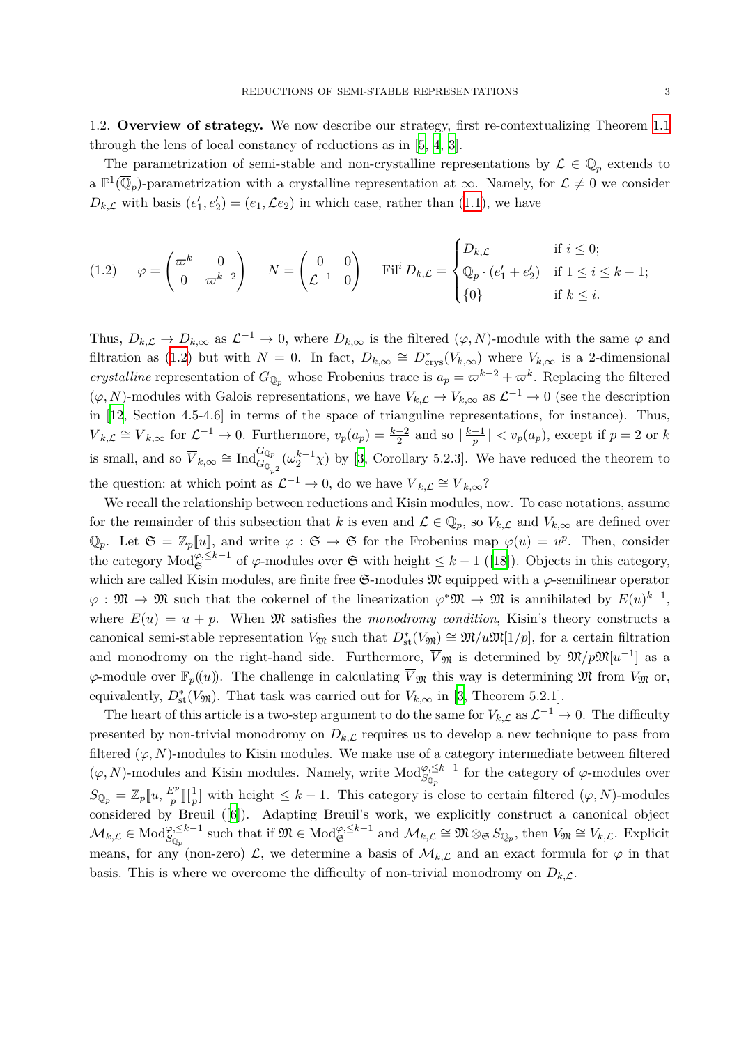1.2. **Overview of strategy.** We now describe our strategy, first re-contextualizing Theorem 1.1 through the lens of local constancy of reductions as in [5, 4, 3].

The parametrization of semi-stable and non-crystalline representations by $\mathcal{L} \in \overline{\mathbb{Q}}_p$ extends to a $\mathbb{P}^1(\overline{\mathbb{Q}}_p)$-parametrization with a crystalline representation at $\infty$. Namely, for $\mathcal{L} \neq 0$ we consider $D_{k,\mathcal{L}}$ with basis $(e_1', e_2') = (e_1, \mathcal{L}e_2)$ in which case, rather than (1.1), we have

$$
(1.2) \qquad \varphi = \begin{pmatrix} \varpi^k & 0 \\ 0 & \varpi^{k-2} \end{pmatrix} \qquad N = \begin{pmatrix} 0 & 0 \\ \mathcal{L}^{-1} & 0 \end{pmatrix} \qquad \operatorname{Fil}^i D_{k,\mathcal{L}} = \begin{cases} D_{k,\mathcal{L}} & \text{if } i \leq 0; \\ \overline{\mathbb{Q}}_p \cdot (e_1' + e_2') & \text{if } 1 \leq i \leq k-1; \\ \{0\} & \text{if } k \leq i. \end{cases}
$$

Thus, $D_{k,\mathcal{L}} \to D_{k,\infty}$ as $\mathcal{L}^{-1} \to 0$, where $D_{k,\infty}$ is the filtered $(\varphi, N)$-module with the same $\varphi$ and filtration as (1.2) but with $N = 0$. In fact, $D_{k,\infty} \cong D^*_{\mathrm{crys}}(V_{k,\infty})$ where $V_{k,\infty}$ is a 2-dimensional *crystalline* representation of $G_{\mathbb{Q}_p}$ whose Frobenius trace is $a_p = \varpi^{k-2} + \varpi^k$. Replacing the filtered $(\varphi, N)$-modules with Galois representations, we have $V_{k,\mathcal{L}} \to V_{k,\infty}$ as $\mathcal{L}^{-1} \to 0$ (see the description in [12, Section 4.5-4.6] in terms of the space of trianguline representations, for instance). Thus, $\overline{V}_{k,\mathcal{L}} \cong \overline{V}_{k,\infty}$ for $\mathcal{L}^{-1} \to 0$. Furthermore, $v_p(a_p) = \frac{k-2}{2}$ and so $\lfloor \frac{k-1}{p} \rfloor < v_p(a_p)$, except if $p = 2$ or $k$ is small, and so $\overline{V}_{k,\infty} \cong \operatorname{Ind}_{G_{\mathbb{Q}_{p^2}}}^{G_{\mathbb{Q}_p}}(\omega_2^{k-1}\chi)$ by [3, Corollary 5.2.3]. We have reduced the theorem to the question: at which point as $\mathcal{L}^{-1} \to 0$, do we have $\overline{V}_{k,\mathcal{L}} \cong \overline{V}_{k,\infty}$?

We recall the relationship between reductions and Kisin modules, now. To ease notations, assume for the remainder of this subsection that $k$ is even and $\mathcal{L} \in \mathbb{Q}_p$, so $V_{k,\mathcal{L}}$ and $V_{k,\infty}$ are defined over $\mathbb{Q}_p$. Let $\mathfrak{S} = \mathbb{Z}_p[\![u]\!]$, and write $\varphi : \mathfrak{S} \to \mathfrak{S}$ for the Frobenius map $\varphi(u) = u^p$. Then, consider the category $\operatorname{Mod}_{\mathfrak{S}}^{\varphi, \leq k-1}$ of $\varphi$-modules over $\mathfrak{S}$ with height $\leq k-1$ ([18]). Objects in this category, which are called Kisin modules, are finite free $\mathfrak{S}$-modules $\mathfrak{M}$ equipped with a $\varphi$-semilinear operator $\varphi : \mathfrak{M} \to \mathfrak{M}$ such that the cokernel of the linearization $\varphi^*\mathfrak{M} \to \mathfrak{M}$ is annihilated by $E(u)^{k-1}$, where $E(u) = u + p$. When $\mathfrak{M}$ satisfies the *monodromy condition*, Kisin's theory constructs a canonical semi-stable representation $V_{\mathfrak{M}}$ such that $D^*_{\mathrm{st}}(V_{\mathfrak{M}}) \cong \mathfrak{M}/u\mathfrak{M}[1/p]$, for a certain filtration and monodromy on the right-hand side. Furthermore, $\overline{V}_{\mathfrak{M}}$ is determined by $\mathfrak{M}/p\mathfrak{M}[u^{-1}]$ as a $\varphi$-module over $\mathbb{F}_p(\!(u)\!)$. The challenge in calculating $\overline{V}_{\mathfrak{M}}$ this way is determining $\mathfrak{M}$ from $V_{\mathfrak{M}}$ or, equivalently, $D^*_{\mathrm{st}}(V_{\mathfrak{M}})$. That task was carried out for $V_{k,\infty}$ in [3, Theorem 5.2.1].

The heart of this article is a two-step argument to do the same for $V_{k,\mathcal{L}}$ as $\mathcal{L}^{-1} \to 0$. The difficulty presented by non-trivial monodromy on $D_{k,\mathcal{L}}$ requires us to develop a new technique to pass from filtered $(\varphi, N)$-modules to Kisin modules. We make use of a category intermediate between filtered $(\varphi, N)$-modules and Kisin modules. Namely, write $\operatorname{Mod}_{S_{\mathbb{Q}_p}}^{\varphi, \leq k-1}$ for the category of $\varphi$-modules over $S_{\mathbb{Q}_p} = \mathbb{Z}_p[\![u, \frac{E^p}{p}]\!][\frac{1}{p}]$ with height $\leq k-1$. This category is close to certain filtered $(\varphi, N)$-modules considered by Breuil ([6]). Adapting Breuil's work, we explicitly construct a canonical object $\mathcal{M}_{k,\mathcal{L}} \in \operatorname{Mod}_{S_{\mathbb{Q}_p}}^{\varphi, \leq k-1}$ such that if $\mathfrak{M} \in \operatorname{Mod}_{\mathfrak{S}}^{\varphi, \leq k-1}$ and $\mathcal{M}_{k,\mathcal{L}} \cong \mathfrak{M} \otimes_{\mathfrak{S}} S_{\mathbb{Q}_p}$, then $V_{\mathfrak{M}} \cong V_{k,\mathcal{L}}$. Explicit means, for any (non-zero) $\mathcal{L}$, we determine a basis of $\mathcal{M}_{k,\mathcal{L}}$ and an exact formula for $\varphi$ in that basis. This is where we overcome the difficulty of non-trivial monodromy on $D_{k,\mathcal{L}}$.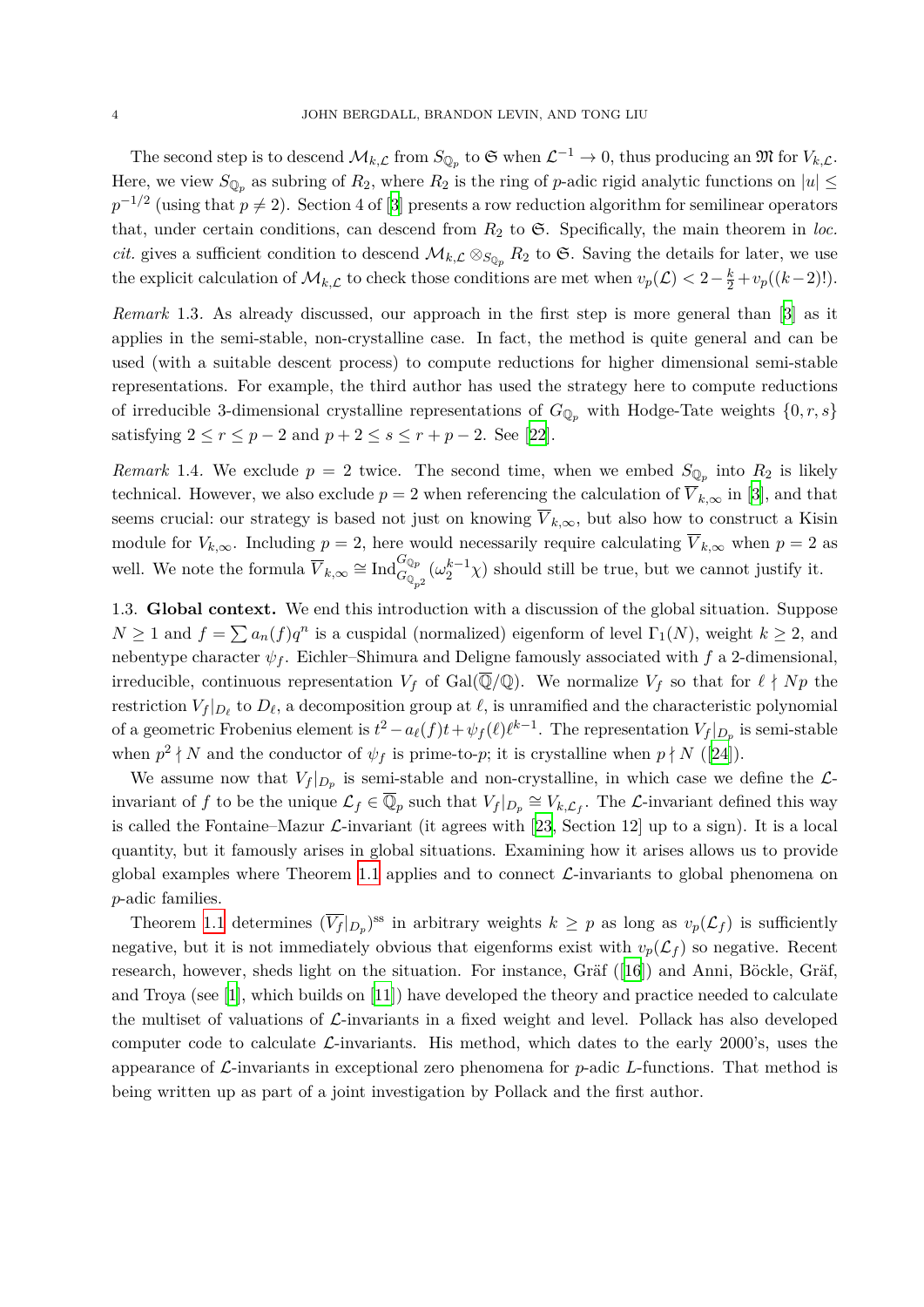The second step is to descend $\mathcal{M}_{k,\mathcal{L}}$ from $S_{\mathbb{Q}_p}$ to $\mathfrak{S}$ when $\mathcal{L}^{-1} \to 0$, thus producing an $\mathfrak{M}$ for $V_{k,\mathcal{L}}$. Here, we view $S_{\mathbb{Q}_p}$ as subring of $R_2$, where $R_2$ is the ring of $p$-adic rigid analytic functions on $|u| \leq p^{-1/2}$ (using that $p \neq 2$). Section 4 of [3] presents a row reduction algorithm for semilinear operators that, under certain conditions, can descend from $R_2$ to $\mathfrak{S}$. Specifically, the main theorem in *loc. cit.* gives a sufficient condition to descend $\mathcal{M}_{k,\mathcal{L}} \otimes_{S_{\mathbb{Q}_p}} R_2$ to $\mathfrak{S}$. Saving the details for later, we use the explicit calculation of $\mathcal{M}_{k,\mathcal{L}}$ to check those conditions are met when $v_p(\mathcal{L}) < 2 - \frac{k}{2} + v_p((k-2)!)$.

*Remark* 1.3. As already discussed, our approach in the first step is more general than [3] as it applies in the semi-stable, non-crystalline case. In fact, the method is quite general and can be used (with a suitable descent process) to compute reductions for higher dimensional semi-stable representations. For example, the third author has used the strategy here to compute reductions of irreducible 3-dimensional crystalline representations of $G_{\mathbb{Q}_p}$ with Hodge-Tate weights $\{0, r, s\}$ satisfying $2 \leq r \leq p-2$ and $p+2 \leq s \leq r+p-2$. See [22].

*Remark* 1.4. We exclude $p = 2$ twice. The second time, when we embed $S_{\mathbb{Q}_p}$ into $R_2$ is likely technical. However, we also exclude $p = 2$ when referencing the calculation of $\overline{V}_{k,\infty}$ in [3], and that seems crucial: our strategy is based not just on knowing $\overline{V}_{k,\infty}$, but also how to construct a Kisin module for $V_{k,\infty}$. Including $p = 2$, here would necessarily require calculating $\overline{V}_{k,\infty}$ when $p = 2$ as well. We note the formula $\overline{V}_{k,\infty} \cong \operatorname{Ind}_{G_{\mathbb{Q}_{p^2}}}^{G_{\mathbb{Q}_p}}(\omega_2^{k-1}\chi)$ should still be true, but we cannot justify it.

1.3. **Global context.** We end this introduction with a discussion of the global situation. Suppose $N \geq 1$ and $f = \sum a_n(f)q^n$ is a cuspidal (normalized) eigenform of level $\Gamma_1(N)$, weight $k \geq 2$, and nebentype character $\psi_f$. Eichler–Shimura and Deligne famously associated with $f$ a 2-dimensional, irreducible, continuous representation $V_f$ of $\mathrm{Gal}(\overline{\mathbb{Q}}/\mathbb{Q})$. We normalize $V_f$ so that for $\ell \nmid Np$ the restriction $V_f|_{D_\ell}$ to $D_\ell$, a decomposition group at $\ell$, is unramified and the characteristic polynomial of a geometric Frobenius element is $t^2 - a_\ell(f)t + \psi_f(\ell)\ell^{k-1}$. The representation $V_f|_{D_p}$ is semi-stable when $p^2 \nmid N$ and the conductor of $\psi_f$ is prime-to-$p$; it is crystalline when $p \nmid N$ ([24]).

We assume now that $V_f|_{D_p}$ is semi-stable and non-crystalline, in which case we define the $\mathcal{L}$-invariant of $f$ to be the unique $\mathcal{L}_f \in \overline{\mathbb{Q}}_p$ such that $V_f|_{D_p} \cong V_{k,\mathcal{L}_f}$. The $\mathcal{L}$-invariant defined this way is called the Fontaine–Mazur $\mathcal{L}$-invariant (it agrees with [23, Section 12] up to a sign). It is a local quantity, but it famously arises in global situations. Examining how it arises allows us to provide global examples where Theorem 1.1 applies and to connect $\mathcal{L}$-invariants to global phenomena on $p$-adic families.

Theorem 1.1 determines $(\overline{V_f}|_{D_p})^{\mathrm{ss}}$ in arbitrary weights $k \geq p$ as long as $v_p(\mathcal{L}_f)$ is sufficiently negative, but it is not immediately obvious that eigenforms exist with $v_p(\mathcal{L}_f)$ so negative. Recent research, however, sheds light on the situation. For instance, Gräf ([16]) and Anni, Böckle, Gräf, and Troya (see [1], which builds on [11]) have developed the theory and practice needed to calculate the multiset of valuations of $\mathcal{L}$-invariants in a fixed weight and level. Pollack has also developed computer code to calculate $\mathcal{L}$-invariants. His method, which dates to the early 2000's, uses the appearance of $\mathcal{L}$-invariants in exceptional zero phenomena for $p$-adic $L$-functions. That method is being written up as part of a joint investigation by Pollack and the first author.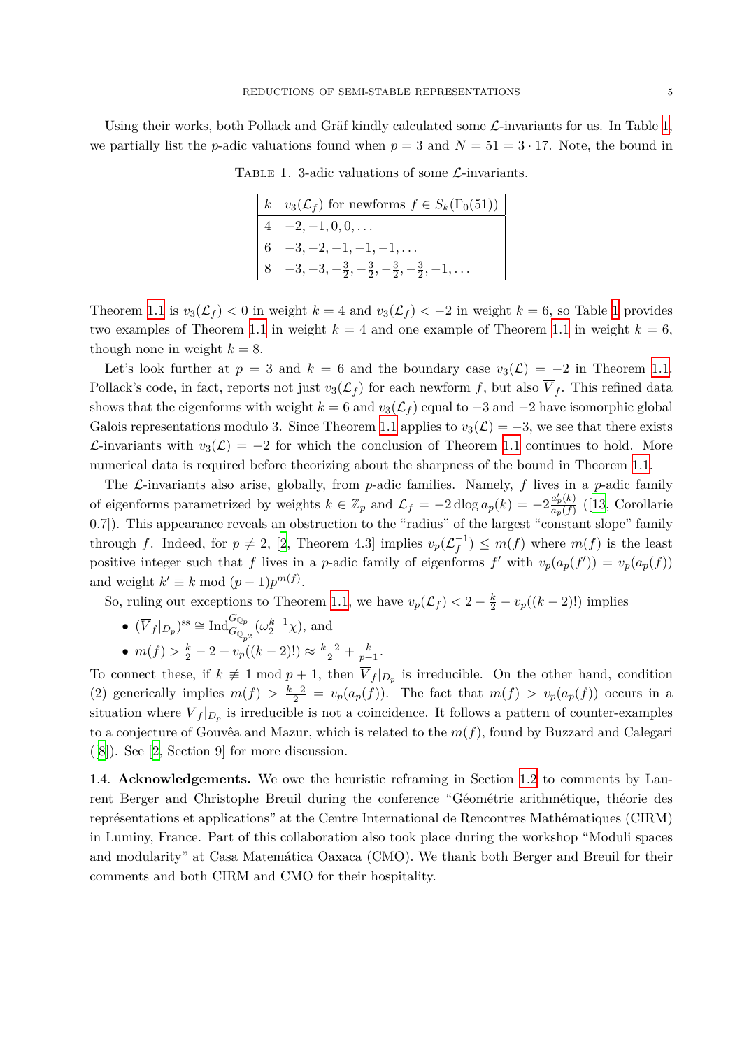Using their works, both Pollack and Gräf kindly calculated some $\mathcal{L}$-invariants for us. In Table 1, we partially list the $p$-adic valuations found when $p = 3$ and $N = 51 = 3 \cdot 17$. Note, the bound in

Table 1. 3-adic valuations of some $\mathcal{L}$-invariants.

| $k$ | $v_3(\mathcal{L}_f)$ for newforms $f \in S_k(\Gamma_0(51))$ |
|---|---|
| 4 | $-2, -1, 0, 0, \ldots$ |
| 6 | $-3, -2, -1, -1, -1, \ldots$ |
| 8 | $-3, -3, -\frac{3}{2}, -\frac{3}{2}, -\frac{3}{2}, -\frac{3}{2}, -1, \ldots$ |

Theorem 1.1 is $v_3(\mathcal{L}_f) < 0$ in weight $k = 4$ and $v_3(\mathcal{L}_f) < -2$ in weight $k = 6$, so Table 1 provides two examples of Theorem 1.1 in weight $k = 4$ and one example of Theorem 1.1 in weight $k = 6$, though none in weight $k = 8$.

Let's look further at $p = 3$ and $k = 6$ and the boundary case $v_3(\mathcal{L}) = -2$ in Theorem 1.1. Pollack's code, in fact, reports not just $v_3(\mathcal{L}_f)$ for each newform $f$, but also $\overline{V}_f$. This refined data shows that the eigenforms with weight $k = 6$ and $v_3(\mathcal{L}_f)$ equal to $-3$ and $-2$ have isomorphic global Galois representations modulo 3. Since Theorem 1.1 applies to $v_3(\mathcal{L}) = -3$, we see that there exists $\mathcal{L}$-invariants with $v_3(\mathcal{L}) = -2$ for which the conclusion of Theorem 1.1 continues to hold. More numerical data is required before theorizing about the sharpness of the bound in Theorem 1.1.

The $\mathcal{L}$-invariants also arise, globally, from $p$-adic families. Namely, $f$ lives in a $p$-adic family of eigenforms parametrized by weights $k \in \mathbb{Z}_p$ and $\mathcal{L}_f = -2 \operatorname{dlog} a_p(k) = -2\frac{a_p'(k)}{a_p(f)}$ ([13, Corollarie 0.7]). This appearance reveals an obstruction to the "radius" of the largest "constant slope" family through $f$. Indeed, for $p \neq 2$, [2, Theorem 4.3] implies $v_p(\mathcal{L}_f^{-1}) \leq m(f)$ where $m(f)$ is the least positive integer such that $f$ lives in a $p$-adic family of eigenforms $f'$ with $v_p(a_p(f')) = v_p(a_p(f))$ and weight $k' \equiv k \bmod (p-1)p^{m(f)}$.

So, ruling out exceptions to Theorem 1.1, we have $v_p(\mathcal{L}_f) < 2 - \frac{k}{2} - v_p((k-2)!)$ implies

- $(\overline{V}_f|_{D_p})^{\mathrm{ss}} \cong \operatorname{Ind}_{G_{\mathbb{Q}_{p^2}}}^{G_{\mathbb{Q}_p}}(\omega_2^{k-1}\chi)$, and
- $m(f) > \frac{k}{2} - 2 + v_p((k-2)!) \approx \frac{k-2}{2} + \frac{k}{p-1}$.

To connect these, if $k \not\equiv 1 \bmod p+1$, then $\overline{V}_f|_{D_p}$ is irreducible. On the other hand, condition (2) generically implies $m(f) > \frac{k-2}{2} = v_p(a_p(f))$. The fact that $m(f) > v_p(a_p(f))$ occurs in a situation where $\overline{V}_f|_{D_p}$ is irreducible is not a coincidence. It follows a pattern of counter-examples to a conjecture of Gouvêa and Mazur, which is related to the $m(f)$, found by Buzzard and Calegari ([8]). See [2, Section 9] for more discussion.

1.4. **Acknowledgements.** We owe the heuristic reframing in Section 1.2 to comments by Laurent Berger and Christophe Breuil during the conference "Géométrie arithmétique, théorie des représentations et applications" at the Centre International de Rencontres Mathématiques (CIRM) in Luminy, France. Part of this collaboration also took place during the workshop "Moduli spaces and modularity" at Casa Matemática Oaxaca (CMO). We thank both Berger and Breuil for their comments and both CIRM and CMO for their hospitality.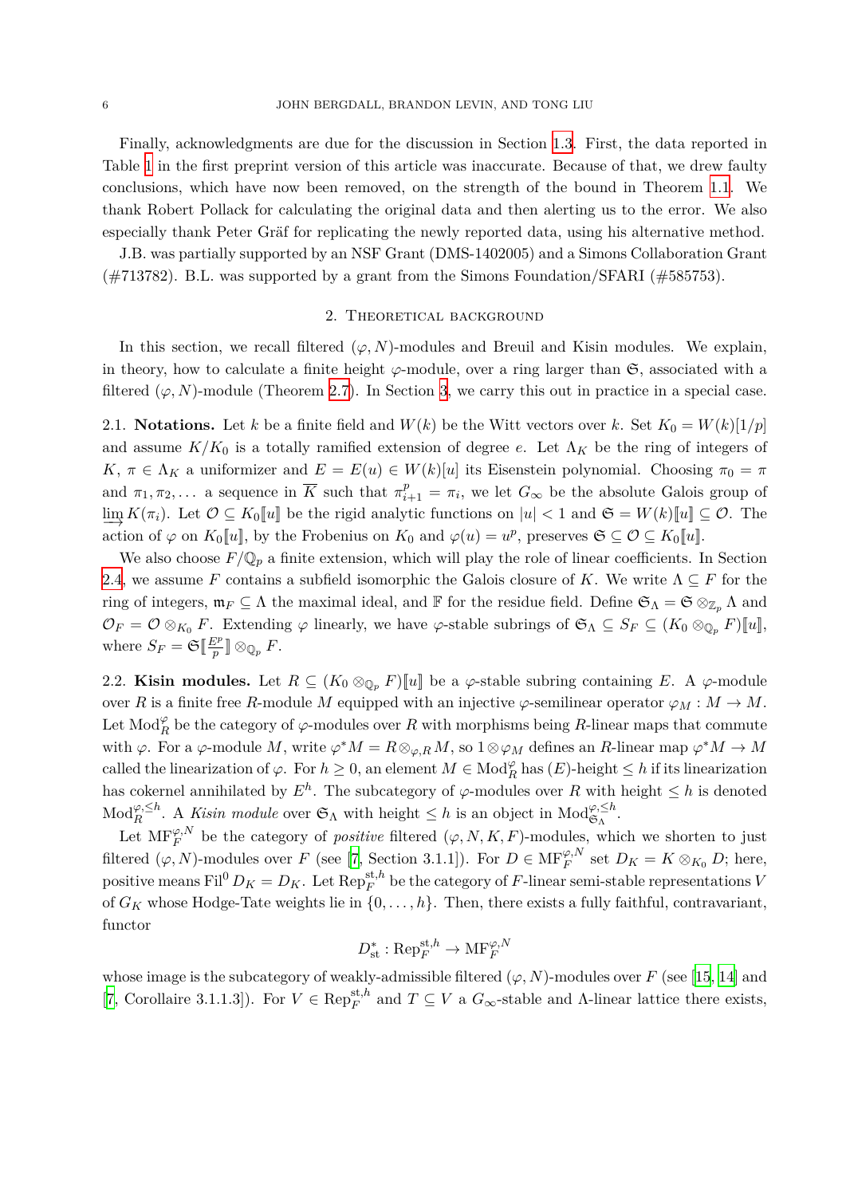Finally, acknowledgments are due for the discussion in Section 1.3. First, the data reported in Table 1 in the first preprint version of this article was inaccurate. Because of that, we drew faulty conclusions, which have now been removed, on the strength of the bound in Theorem 1.1. We thank Robert Pollack for calculating the original data and then alerting us to the error. We also especially thank Peter Gräf for replicating the newly reported data, using his alternative method.

J.B. was partially supported by an NSF Grant (DMS-1402005) and a Simons Collaboration Grant (#713782). B.L. was supported by a grant from the Simons Foundation/SFARI (#585753).

## 2. Theoretical background

In this section, we recall filtered $(\varphi, N)$-modules and Breuil and Kisin modules. We explain, in theory, how to calculate a finite height $\varphi$-module, over a ring larger than $\mathfrak{S}$, associated with a filtered $(\varphi, N)$-module (Theorem 2.7). In Section 3, we carry this out in practice in a special case.

2.1. **Notations.** Let $k$ be a finite field and $W(k)$ be the Witt vectors over $k$. Set $K_0 = W(k)[1/p]$ and assume $K/K_0$ is a totally ramified extension of degree $e$. Let $\Lambda_K$ be the ring of integers of $K$, $\pi \in \Lambda_K$ a uniformizer and $E = E(u) \in W(k)[u]$ its Eisenstein polynomial. Choosing $\pi_0 = \pi$ and $\pi_1, \pi_2, \dots$ a sequence in $\overline{K}$ such that $\pi_{i+1}^p = \pi_i$, we let $G_\infty$ be the absolute Galois group of $\varinjlim K(\pi_i)$. Let $\mathcal{O} \subseteq K_0[\![u]\!]$ be the rigid analytic functions on $|u| < 1$ and $\mathfrak{S} = W(k)[\![u]\!] \subseteq \mathcal{O}$. The action of $\varphi$ on $K_0[\![u]\!]$, by the Frobenius on $K_0$ and $\varphi(u) = u^p$, preserves $\mathfrak{S} \subseteq \mathcal{O} \subseteq K_0[\![u]\!]$.

We also choose $F/\mathbb{Q}_p$ a finite extension, which will play the role of linear coefficients. In Section 2.4, we assume $F$ contains a subfield isomorphic the Galois closure of $K$. We write $\Lambda \subseteq F$ for the ring of integers, $\mathfrak{m}_F \subseteq \Lambda$ the maximal ideal, and $\mathbb{F}$ for the residue field. Define $\mathfrak{S}_\Lambda = \mathfrak{S} \otimes_{\mathbb{Z}_p} \Lambda$ and $\mathcal{O}_F = \mathcal{O} \otimes_{K_0} F$. Extending $\varphi$ linearly, we have $\varphi$-stable subrings of $\mathfrak{S}_\Lambda \subseteq S_F \subseteq (K_0 \otimes_{\mathbb{Q}_p} F)[\![u]\!]$, where $S_F = \mathfrak{S}[\![\frac{E^p}{p}]\!] \otimes_{\mathbb{Q}_p} F$.

2.2. **Kisin modules.** Let $R \subseteq (K_0 \otimes_{\mathbb{Q}_p} F)[\![u]\!]$ be a $\varphi$-stable subring containing $E$. A $\varphi$-module over $R$ is a finite free $R$-module $M$ equipped with an injective $\varphi$-semilinear operator $\varphi_M : M \to M$. Let $\mathrm{Mod}_R^\varphi$ be the category of $\varphi$-modules over $R$ with morphisms being $R$-linear maps that commute with $\varphi$. For a $\varphi$-module $M$, write $\varphi^* M = R \otimes_{\varphi, R} M$, so $1 \otimes \varphi_M$ defines an $R$-linear map $\varphi^* M \to M$ called the linearization of $\varphi$. For $h \geq 0$, an element $M \in \mathrm{Mod}_R^\varphi$ has $(E)$-height $\leq h$ if its linearization has cokernel annihilated by $E^h$. The subcategory of $\varphi$-modules over $R$ with height $\leq h$ is denoted $\mathrm{Mod}_R^{\varphi, \leq h}$. A *Kisin module* over $\mathfrak{S}_\Lambda$ with height $\leq h$ is an object in $\mathrm{Mod}_{\mathfrak{S}_\Lambda}^{\varphi, \leq h}$.

Let $\mathrm{MF}_F^{\varphi, N}$ be the category of *positive* filtered $(\varphi, N, K, F)$-modules, which we shorten to just filtered $(\varphi, N)$-modules over $F$ (see [7, Section 3.1.1]). For $D \in \mathrm{MF}_F^{\varphi, N}$ set $D_K = K \otimes_{K_0} D$; here, positive means $\mathrm{Fil}^0 D_K = D_K$. Let $\mathrm{Rep}_F^{\mathrm{st}, h}$ be the category of $F$-linear semi-stable representations $V$ of $G_K$ whose Hodge-Tate weights lie in $\{0, \dots, h\}$. Then, there exists a fully faithful, contravariant, functor

$$D_{\mathrm{st}}^* : \mathrm{Rep}_F^{\mathrm{st}, h} \to \mathrm{MF}_F^{\varphi, N}$$

whose image is the subcategory of weakly-admissible filtered $(\varphi, N)$-modules over $F$ (see [15, 14] and [7, Corollaire 3.1.1.3]). For $V \in \mathrm{Rep}_F^{\mathrm{st}, h}$ and $T \subseteq V$ a $G_\infty$-stable and $\Lambda$-linear lattice there exists,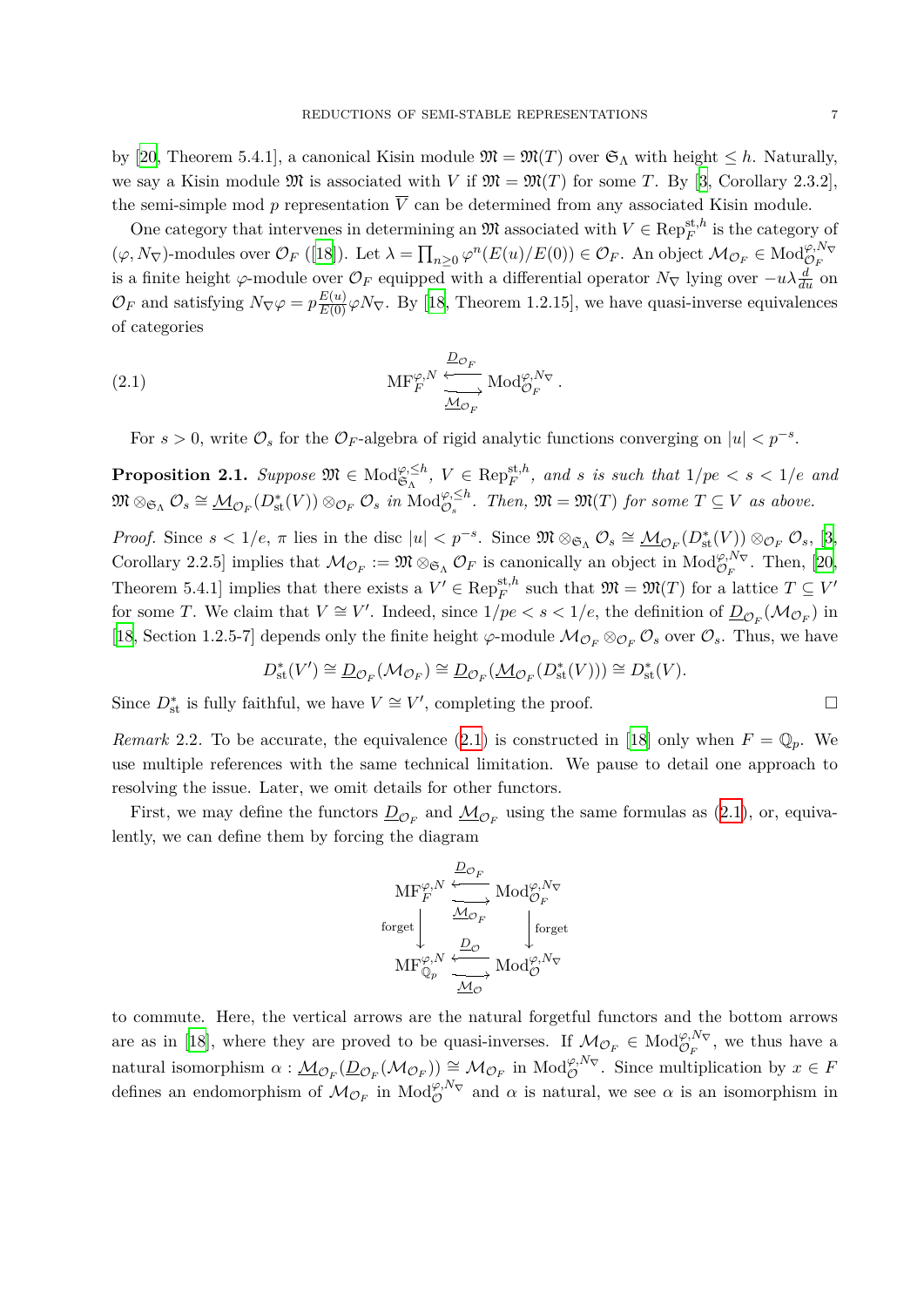by [20, Theorem 5.4.1], a canonical Kisin module $\mathfrak{M} = \mathfrak{M}(T)$ over $\mathfrak{S}_\Lambda$ with height $\leq h$. Naturally, we say a Kisin module $\mathfrak{M}$ is associated with $V$ if $\mathfrak{M} = \mathfrak{M}(T)$ for some $T$. By [3, Corollary 2.3.2], the semi-simple mod $p$ representation $\overline{V}$ can be determined from any associated Kisin module.

One category that intervenes in determining an $\mathfrak{M}$ associated with $V \in \mathrm{Rep}_F^{\mathrm{st},h}$ is the category of $(\varphi, N_\nabla)$-modules over $\mathcal{O}_F$ ([18]). Let $\lambda = \prod_{n\geq 0} \varphi^n(E(u)/E(0)) \in \mathcal{O}_F$. An object $\mathcal{M}_{\mathcal{O}_F} \in \mathrm{Mod}_{\mathcal{O}_F}^{\varphi,N_\nabla}$ is a finite height $\varphi$-module over $\mathcal{O}_F$ equipped with a differential operator $N_\nabla$ lying over $-u\lambda\frac{d}{du}$ on $\mathcal{O}_F$ and satisfying $N_\nabla \varphi = p\frac{E(u)}{E(0)}\varphi N_\nabla$. By [18, Theorem 1.2.15], we have quasi-inverse equivalences of categories

$$
\mathrm{MF}_F^{\varphi,N} \underset{\underline{\mathcal{M}}_{\mathcal{O}_F}}{\overset{\underline{D}_{\mathcal{O}_F}}{\rightleftarrows}} \mathrm{Mod}_{\mathcal{O}_F}^{\varphi,N_\nabla}. \tag{2.1}
$$

For $s > 0$, write $\mathcal{O}_s$ for the $\mathcal{O}_F$-algebra of rigid analytic functions converging on $|u| < p^{-s}$.

**Proposition 2.1.** *Suppose $\mathfrak{M} \in \mathrm{Mod}_{\mathfrak{S}_\Lambda}^{\varphi,\leq h}$, $V \in \mathrm{Rep}_F^{\mathrm{st},h}$, and $s$ is such that $1/pe < s < 1/e$ and $\mathfrak{M} \otimes_{\mathfrak{S}_\Lambda} \mathcal{O}_s \cong \underline{\mathcal{M}}_{\mathcal{O}_F}(D_{\mathrm{st}}^*(V)) \otimes_{\mathcal{O}_F} \mathcal{O}_s$ in $\mathrm{Mod}_{\mathcal{O}_s}^{\varphi,\leq h}$. Then, $\mathfrak{M} = \mathfrak{M}(T)$ for some $T \subseteq V$ as above.*

*Proof.* Since $s < 1/e$, $\pi$ lies in the disc $|u| < p^{-s}$. Since $\mathfrak{M} \otimes_{\mathfrak{S}_\Lambda} \mathcal{O}_s \cong \underline{\mathcal{M}}_{\mathcal{O}_F}(D_{\mathrm{st}}^*(V)) \otimes_{\mathcal{O}_F} \mathcal{O}_s$, [3, Corollary 2.2.5] implies that $\mathcal{M}_{\mathcal{O}_F} := \mathfrak{M} \otimes_{\mathfrak{S}_\Lambda} \mathcal{O}_F$ is canonically an object in $\mathrm{Mod}_{\mathcal{O}_F}^{\varphi,N_\nabla}$. Then, [20, Theorem 5.4.1] implies that there exists a $V' \in \mathrm{Rep}_F^{\mathrm{st},h}$ such that $\mathfrak{M} = \mathfrak{M}(T)$ for a lattice $T \subseteq V'$ for some $T$. We claim that $V \cong V'$. Indeed, since $1/pe < s < 1/e$, the definition of $\underline{D}_{\mathcal{O}_F}(\mathcal{M}_{\mathcal{O}_F})$ in [18, Section 1.2.5-7] depends only the finite height $\varphi$-module $\mathcal{M}_{\mathcal{O}_F} \otimes_{\mathcal{O}_F} \mathcal{O}_s$ over $\mathcal{O}_s$. Thus, we have

$$
D_{\mathrm{st}}^*(V') \cong \underline{D}_{\mathcal{O}_F}(\mathcal{M}_{\mathcal{O}_F}) \cong \underline{D}_{\mathcal{O}_F}(\underline{\mathcal{M}}_{\mathcal{O}_F}(D_{\mathrm{st}}^*(V))) \cong D_{\mathrm{st}}^*(V).
$$

Since $D_{\mathrm{st}}^*$ is fully faithful, we have $V \cong V'$, completing the proof. $\square$

*Remark* 2.2. To be accurate, the equivalence (2.1) is constructed in [18] only when $F = \mathbb{Q}_p$. We use multiple references with the same technical limitation. We pause to detail one approach to resolving the issue. Later, we omit details for other functors.

First, we may define the functors $\underline{D}_{\mathcal{O}_F}$ and $\underline{\mathcal{M}}_{\mathcal{O}_F}$ using the same formulas as (2.1), or, equivalently, we can define them by forcing the diagram

$$
\begin{array}{ccc}
\mathrm{MF}_F^{\varphi,N} & \underset{\underline{\mathcal{M}}_{\mathcal{O}_F}}{\overset{\underline{D}_{\mathcal{O}_F}}{\rightleftarrows}} & \mathrm{Mod}_{\mathcal{O}_F}^{\varphi,N_\nabla} \\
\Big\downarrow \text{forget} & & \Big\downarrow \text{forget} \\
\mathrm{MF}_{\mathbb{Q}_p}^{\varphi,N} & \underset{\underline{\mathcal{M}}_{\mathcal{O}}}{\overset{\underline{D}_{\mathcal{O}}}{\rightleftarrows}} & \mathrm{Mod}_{\mathcal{O}}^{\varphi,N_\nabla}
\end{array}
$$

to commute. Here, the vertical arrows are the natural forgetful functors and the bottom arrows are as in [18], where they are proved to be quasi-inverses. If $\mathcal{M}_{\mathcal{O}_F} \in \mathrm{Mod}_{\mathcal{O}_F}^{\varphi,N_\nabla}$, we thus have a natural isomorphism $\alpha : \underline{\mathcal{M}}_{\mathcal{O}_F}(\underline{D}_{\mathcal{O}_F}(\mathcal{M}_{\mathcal{O}_F})) \cong \mathcal{M}_{\mathcal{O}_F}$ in $\mathrm{Mod}_{\mathcal{O}}^{\varphi,N_\nabla}$. Since multiplication by $x \in F$ defines an endomorphism of $\mathcal{M}_{\mathcal{O}_F}$ in $\mathrm{Mod}_{\mathcal{O}}^{\varphi,N_\nabla}$ and $\alpha$ is natural, we see $\alpha$ is an isomorphism in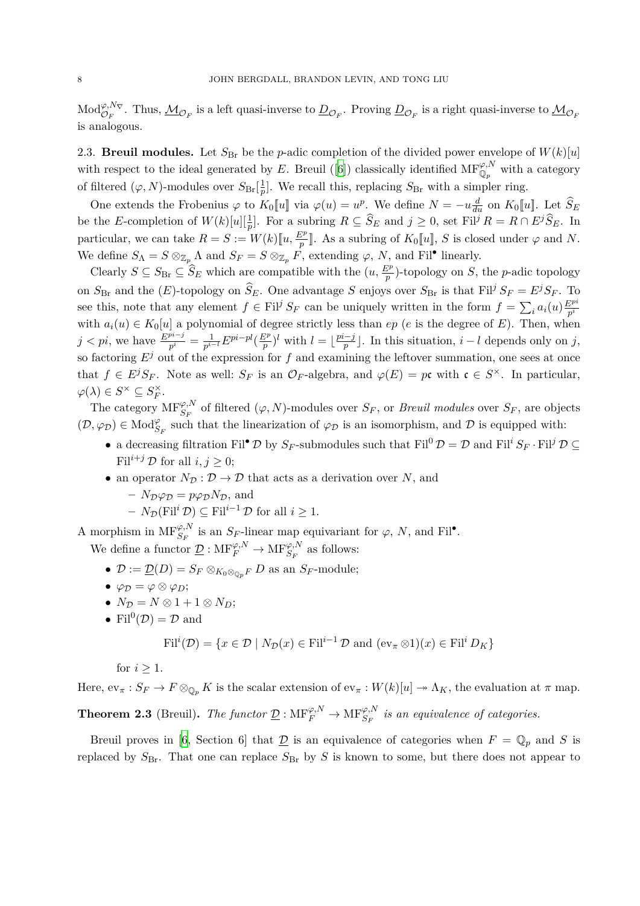$\mathrm{Mod}_{\mathcal{O}_F}^{\varphi,N_\nabla}$. Thus, $\underline{\mathcal{M}}_{\mathcal{O}_F}$ is a left quasi-inverse to $\underline{D}_{\mathcal{O}_F}$. Proving $\underline{D}_{\mathcal{O}_F}$ is a right quasi-inverse to $\underline{\mathcal{M}}_{\mathcal{O}_F}$ is analogous.

2.3. **Breuil modules.** Let $S_{\mathrm{Br}}$ be the $p$-adic completion of the divided power envelope of $W(k)[u]$ with respect to the ideal generated by $E$. Breuil ([6]) classically identified $\mathrm{MF}_{\mathbb{Q}_p}^{\varphi,N}$ with a category of filtered $(\varphi,N)$-modules over $S_{\mathrm{Br}}[\frac{1}{p}]$. We recall this, replacing $S_{\mathrm{Br}}$ with a simpler ring.

One extends the Frobenius $\varphi$ to $K_0[\![u]\!]$ via $\varphi(u) = u^p$. We define $N = -u\frac{d}{du}$ on $K_0[\![u]\!]$. Let $\widehat{S}_E$ be the $E$-completion of $W(k)[u][\frac{1}{p}]$. For a subring $R \subseteq \widehat{S}_E$ and $j \geq 0$, set $\mathrm{Fil}^j R = R \cap E^j \widehat{S}_E$. In particular, we can take $R = S := W(k)[\![u, \frac{E^p}{p}]\!]$. As a subring of $K_0[\![u]\!]$, $S$ is closed under $\varphi$ and $N$. We define $S_\Lambda = S \otimes_{\mathbb{Z}_p} \Lambda$ and $S_F = S \otimes_{\mathbb{Z}_p} F$, extending $\varphi$, $N$, and $\mathrm{Fil}^\bullet$ linearly.

Clearly $S \subseteq S_{\mathrm{Br}} \subseteq \widehat{S}_E$ which are compatible with the $(u, \frac{E^p}{p})$-topology on $S$, the $p$-adic topology on $S_{\mathrm{Br}}$ and the $(E)$-topology on $\widehat{S}_E$. One advantage $S$ enjoys over $S_{\mathrm{Br}}$ is that $\mathrm{Fil}^j S_F = E^j S_F$. To see this, note that any element $f \in \mathrm{Fil}^j S_F$ can be uniquely written in the form $f = \sum_i a_i(u)\frac{E^{pi}}{p^i}$ with $a_i(u) \in K_0[u]$ a polynomial of degree strictly less than $ep$ ($e$ is the degree of $E$). Then, when $j < pi$, we have $\frac{E^{pi-j}}{p^i} = \frac{1}{p^{i-l}}E^{pi-pl}(\frac{E^p}{p})^l$ with $l = \lfloor \frac{pi-j}{p} \rfloor$. In this situation, $i - l$ depends only on $j$, so factoring $E^j$ out of the expression for $f$ and examining the leftover summation, one sees at once that $f \in E^j S_F$. Note as well: $S_F$ is an $\mathcal{O}_F$-algebra, and $\varphi(E) = p\mathfrak{c}$ with $\mathfrak{c} \in S^\times$. In particular, $\varphi(\lambda) \in S^\times \subseteq S_F^\times$.

The category $\mathrm{MF}_{S_F}^{\varphi,N}$ of filtered $(\varphi,N)$-modules over $S_F$, or *Breuil modules* over $S_F$, are objects $(\mathcal{D}, \varphi_{\mathcal{D}}) \in \mathrm{Mod}_{S_F}^{\varphi}$ such that the linearization of $\varphi_{\mathcal{D}}$ is an isomorphism, and $\mathcal{D}$ is equipped with:

- a decreasing filtration $\mathrm{Fil}^\bullet \mathcal{D}$ by $S_F$-submodules such that $\mathrm{Fil}^0 \mathcal{D} = \mathcal{D}$ and $\mathrm{Fil}^i S_F \cdot \mathrm{Fil}^j \mathcal{D} \subseteq \mathrm{Fil}^{i+j} \mathcal{D}$ for all $i, j \geq 0$;
- an operator $N_{\mathcal{D}} : \mathcal{D} \to \mathcal{D}$ that acts as a derivation over $N$, and
  - $N_{\mathcal{D}}\varphi_{\mathcal{D}} = p\varphi_{\mathcal{D}}N_{\mathcal{D}}$, and
  - $N_{\mathcal{D}}(\mathrm{Fil}^i \mathcal{D}) \subseteq \mathrm{Fil}^{i-1} \mathcal{D}$ for all $i \geq 1$.

A morphism in $\mathrm{MF}_{S_F}^{\varphi,N}$ is an $S_F$-linear map equivariant for $\varphi$, $N$, and $\mathrm{Fil}^\bullet$.

We define a functor $\underline{\mathcal{D}} : \mathrm{MF}_F^{\varphi,N} \to \mathrm{MF}_{S_F}^{\varphi,N}$ as follows:

- $\mathcal{D} := \underline{\mathcal{D}}(D) = S_F \otimes_{K_0 \otimes_{\mathbb{Q}_p} F} D$ as an $S_F$-module;
- $\varphi_{\mathcal{D}} = \varphi \otimes \varphi_D$;
- $N_{\mathcal{D}} = N \otimes 1 + 1 \otimes N_D$;
- $\mathrm{Fil}^0(\mathcal{D}) = \mathcal{D}$ and

$$\mathrm{Fil}^i(\mathcal{D}) = \{x \in \mathcal{D} \mid N_{\mathcal{D}}(x) \in \mathrm{Fil}^{i-1} \mathcal{D} \text{ and } (\mathrm{ev}_\pi \otimes 1)(x) \in \mathrm{Fil}^i D_K\}$$

  for $i \geq 1$.

Here, $\mathrm{ev}_\pi : S_F \to F \otimes_{\mathbb{Q}_p} K$ is the scalar extension of $\mathrm{ev}_\pi : W(k)[u] \twoheadrightarrow \Lambda_K$, the evaluation at $\pi$ map.

**Theorem 2.3** (Breuil). *The functor $\underline{\mathcal{D}} : \mathrm{MF}_F^{\varphi,N} \to \mathrm{MF}_{S_F}^{\varphi,N}$ is an equivalence of categories.*

Breuil proves in [6, Section 6] that $\underline{\mathcal{D}}$ is an equivalence of categories when $F = \mathbb{Q}_p$ and $S$ is replaced by $S_{\mathrm{Br}}$. That one can replace $S_{\mathrm{Br}}$ by $S$ is known to some, but there does not appear to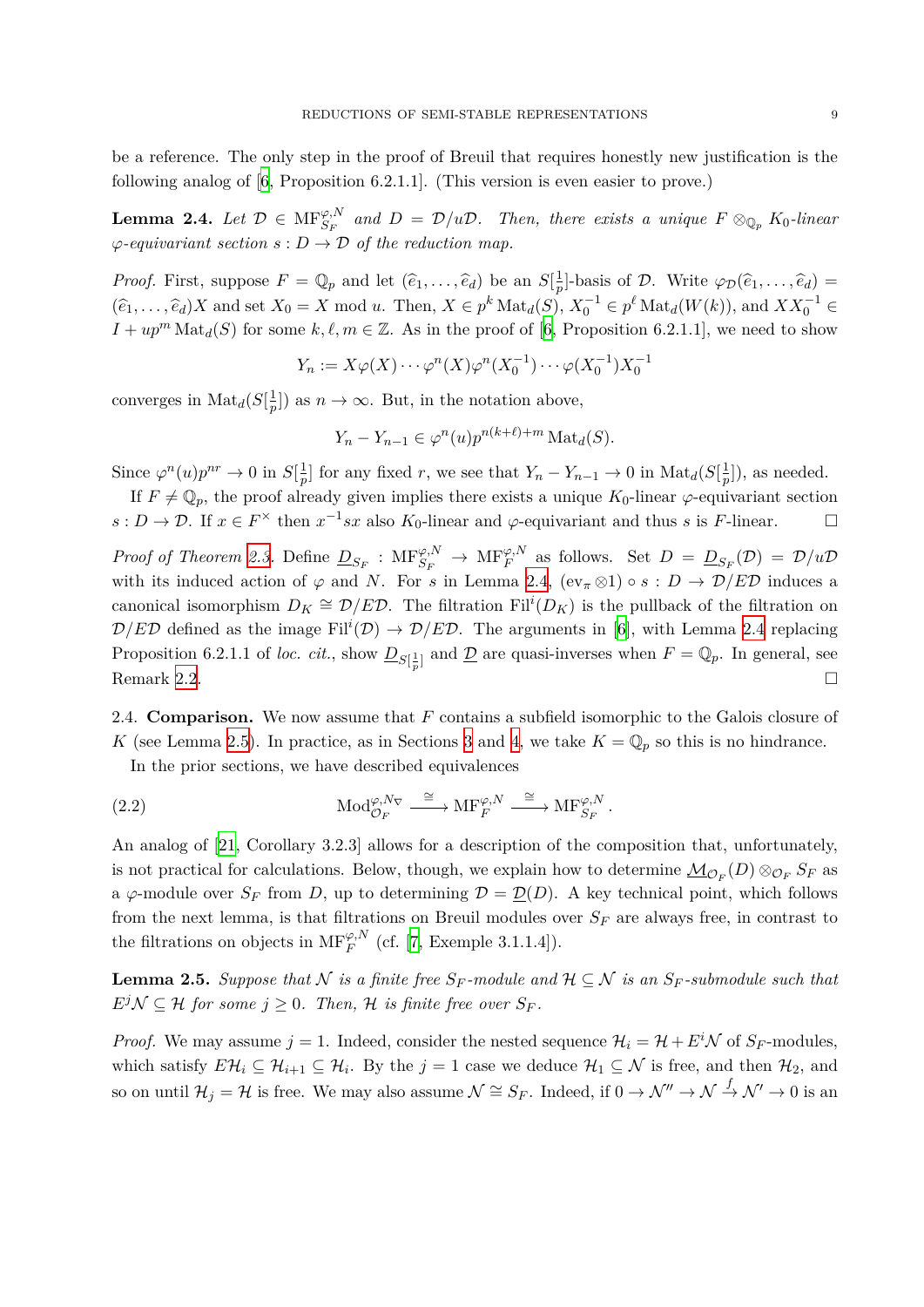be a reference. The only step in the proof of Breuil that requires honestly new justification is the following analog of [6, Proposition 6.2.1.1]. (This version is even easier to prove.)

**Lemma 2.4.** *Let $\mathcal{D} \in \mathrm{MF}^{\varphi,N}_{S_F}$ and $D = \mathcal{D}/u\mathcal{D}$. Then, there exists a unique $F \otimes_{\mathbb{Q}_p} K_0$-linear $\varphi$-equivariant section $s : D \to \mathcal{D}$ of the reduction map.*

*Proof.* First, suppose $F = \mathbb{Q}_p$ and let $(\widehat{e}_1, \ldots, \widehat{e}_d)$ be an $S[\frac{1}{p}]$-basis of $\mathcal{D}$. Write $\varphi_{\mathcal{D}}(\widehat{e}_1, \ldots, \widehat{e}_d) = (\widehat{e}_1, \ldots, \widehat{e}_d)X$ and set $X_0 = X \bmod u$. Then, $X \in p^k \operatorname{Mat}_d(S)$, $X_0^{-1} \in p^\ell \operatorname{Mat}_d(W(k))$, and $XX_0^{-1} \in I + up^m \operatorname{Mat}_d(S)$ for some $k, \ell, m \in \mathbb{Z}$. As in the proof of [6, Proposition 6.2.1.1], we need to show

$$Y_n := X\varphi(X)\cdots\varphi^n(X)\varphi^n(X_0^{-1})\cdots\varphi(X_0^{-1})X_0^{-1}$$

converges in $\operatorname{Mat}_d(S[\frac{1}{p}])$ as $n \to \infty$. But, in the notation above,

$$Y_n - Y_{n-1} \in \varphi^n(u)p^{n(k+\ell)+m} \operatorname{Mat}_d(S).$$

Since $\varphi^n(u)p^{nr} \to 0$ in $S[\frac{1}{p}]$ for any fixed $r$, we see that $Y_n - Y_{n-1} \to 0$ in $\operatorname{Mat}_d(S[\frac{1}{p}])$, as needed.

If $F \neq \mathbb{Q}_p$, the proof already given implies there exists a unique $K_0$-linear $\varphi$-equivariant section $s : D \to \mathcal{D}$. If $x \in F^\times$ then $x^{-1}sx$ also $K_0$-linear and $\varphi$-equivariant and thus $s$ is $F$-linear. $\square$

*Proof of Theorem 2.3.* Define $\underline{D}_{S_F} : \mathrm{MF}^{\varphi,N}_{S_F} \to \mathrm{MF}^{\varphi,N}_F$ as follows. Set $D = \underline{D}_{S_F}(\mathcal{D}) = \mathcal{D}/u\mathcal{D}$ with its induced action of $\varphi$ and $N$. For $s$ in Lemma 2.4, $(\mathrm{ev}_\pi \otimes 1) \circ s : D \to \mathcal{D}/E\mathcal{D}$ induces a canonical isomorphism $D_K \cong \mathcal{D}/E\mathcal{D}$. The filtration $\mathrm{Fil}^i(D_K)$ is the pullback of the filtration on $\mathcal{D}/E\mathcal{D}$ defined as the image $\mathrm{Fil}^i(\mathcal{D}) \to \mathcal{D}/E\mathcal{D}$. The arguments in [6], with Lemma 2.4 replacing Proposition 6.2.1.1 of *loc. cit.*, show $\underline{D}_{S[\frac{1}{p}]}$ and $\underline{\mathcal{D}}$ are quasi-inverses when $F = \mathbb{Q}_p$. In general, see Remark 2.2. $\square$

2.4. **Comparison.** We now assume that $F$ contains a subfield isomorphic to the Galois closure of $K$ (see Lemma 2.5). In practice, as in Sections 3 and 4, we take $K = \mathbb{Q}_p$ so this is no hindrance.

In the prior sections, we have described equivalences

$$\mathrm{Mod}^{\varphi,N\nabla}_{\mathcal{O}_F} \xrightarrow{\cong} \mathrm{MF}^{\varphi,N}_F \xrightarrow{\cong} \mathrm{MF}^{\varphi,N}_{S_F}. \tag{2.2}$$

An analog of [21, Corollary 3.2.3] allows for a description of the composition that, unfortunately, is not practical for calculations. Below, though, we explain how to determine $\underline{\mathcal{M}}_{\mathcal{O}_F}(D) \otimes_{\mathcal{O}_F} S_F$ as a $\varphi$-module over $S_F$ from $D$, up to determining $\mathcal{D} = \underline{\mathcal{D}}(D)$. A key technical point, which follows from the next lemma, is that filtrations on Breuil modules over $S_F$ are always free, in contrast to the filtrations on objects in $\mathrm{MF}^{\varphi,N}_F$ (cf. [7, Exemple 3.1.1.4]).

**Lemma 2.5.** *Suppose that $\mathcal{N}$ is a finite free $S_F$-module and $\mathcal{H} \subseteq \mathcal{N}$ is an $S_F$-submodule such that $E^j\mathcal{N} \subseteq \mathcal{H}$ for some $j \geq 0$. Then, $\mathcal{H}$ is finite free over $S_F$.*

*Proof.* We may assume $j = 1$. Indeed, consider the nested sequence $\mathcal{H}_i = \mathcal{H} + E^i\mathcal{N}$ of $S_F$-modules, which satisfy $E\mathcal{H}_i \subseteq \mathcal{H}_{i+1} \subseteq \mathcal{H}_i$. By the $j = 1$ case we deduce $\mathcal{H}_1 \subseteq \mathcal{N}$ is free, and then $\mathcal{H}_2$, and so on until $\mathcal{H}_j = \mathcal{H}$ is free. We may also assume $\mathcal{N} \cong S_F$. Indeed, if $0 \to \mathcal{N}'' \to \mathcal{N} \xrightarrow{f} \mathcal{N}' \to 0$ is an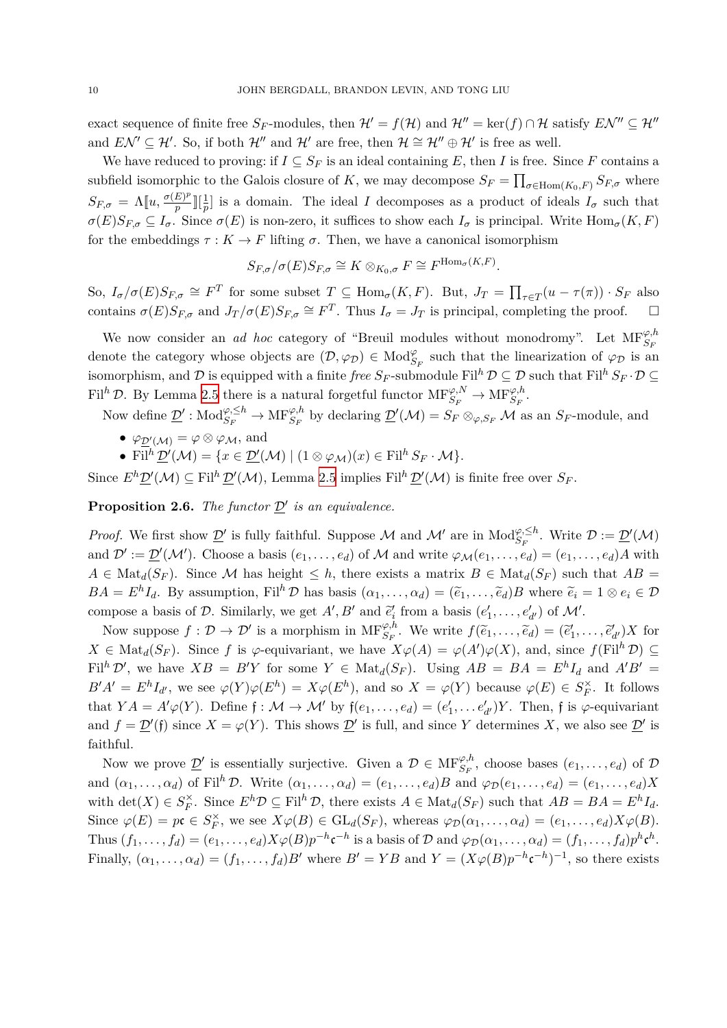exact sequence of finite free $S_F$-modules, then $\mathcal{H}' = f(\mathcal{H})$ and $\mathcal{H}'' = \ker(f) \cap \mathcal{H}$ satisfy $E\mathcal{N}'' \subseteq \mathcal{H}''$ and $E\mathcal{N}' \subseteq \mathcal{H}'$. So, if both $\mathcal{H}''$ and $\mathcal{H}'$ are free, then $\mathcal{H} \cong \mathcal{H}'' \oplus \mathcal{H}'$ is free as well.

We have reduced to proving: if $I \subseteq S_F$ is an ideal containing $E$, then $I$ is free. Since $F$ contains a subfield isomorphic to the Galois closure of $K$, we may decompose $S_F = \prod_{\sigma \in \mathrm{Hom}(K_0,F)} S_{F,\sigma}$ where $S_{F,\sigma} = \Lambda[\![u, \frac{\sigma(E)^p}{p}]\!][\frac{1}{p}]$ is a domain. The ideal $I$ decomposes as a product of ideals $I_\sigma$ such that $\sigma(E)S_{F,\sigma} \subseteq I_\sigma$. Since $\sigma(E)$ is non-zero, it suffices to show each $I_\sigma$ is principal. Write $\mathrm{Hom}_\sigma(K,F)$ for the embeddings $\tau : K \to F$ lifting $\sigma$. Then, we have a canonical isomorphism

$$S_{F,\sigma}/\sigma(E)S_{F,\sigma} \cong K \otimes_{K_0,\sigma} F \cong F^{\mathrm{Hom}_\sigma(K,F)}.$$

So, $I_\sigma/\sigma(E)S_{F,\sigma} \cong F^T$ for some subset $T \subseteq \mathrm{Hom}_\sigma(K,F)$. But, $J_T = \prod_{\tau \in T}(u - \tau(\pi)) \cdot S_F$ also contains $\sigma(E)S_{F,\sigma}$ and $J_T/\sigma(E)S_{F,\sigma} \cong F^T$. Thus $I_\sigma = J_T$ is principal, completing the proof. $\square$

We now consider an *ad hoc* category of "Breuil modules without monodromy". Let $\mathrm{MF}^{\varphi,h}_{S_F}$ denote the category whose objects are $(\mathcal{D}, \varphi_{\mathcal{D}}) \in \mathrm{Mod}^{\varphi}_{S_F}$ such that the linearization of $\varphi_{\mathcal{D}}$ is an isomorphism, and $\mathcal{D}$ is equipped with a finite *free* $S_F$-submodule $\mathrm{Fil}^h \mathcal{D} \subseteq \mathcal{D}$ such that $\mathrm{Fil}^h S_F \cdot \mathcal{D} \subseteq \mathrm{Fil}^h \mathcal{D}$. By Lemma 2.5 there is a natural forgetful functor $\mathrm{MF}^{\varphi,N}_{S_F} \to \mathrm{MF}^{\varphi,h}_{S_F}$.

Now define $\underline{\mathcal{D}}' : \mathrm{Mod}^{\varphi,\leq h}_{\mathfrak{S}_F} \to \mathrm{MF}^{\varphi,h}_{S_F}$ by declaring $\underline{\mathcal{D}}'(\mathcal{M}) = S_F \otimes_{\varphi,\mathfrak{S}_F} \mathcal{M}$ as an $S_F$-module, and

- $\varphi_{\underline{\mathcal{D}}'(\mathcal{M})} = \varphi \otimes \varphi_{\mathcal{M}}$, and
- $\mathrm{Fil}^h \underline{\mathcal{D}}'(\mathcal{M}) = \{x \in \underline{\mathcal{D}}'(\mathcal{M}) \mid (1 \otimes \varphi_{\mathcal{M}})(x) \in \mathrm{Fil}^h S_F \cdot \mathcal{M}\}$.

Since $E^h \underline{\mathcal{D}}'(\mathcal{M}) \subseteq \mathrm{Fil}^h \underline{\mathcal{D}}'(\mathcal{M})$, Lemma 2.5 implies $\mathrm{Fil}^h \underline{\mathcal{D}}'(\mathcal{M})$ is finite free over $S_F$.

**Proposition 2.6.** *The functor $\underline{\mathcal{D}}'$ is an equivalence.*

*Proof.* We first show $\underline{\mathcal{D}}'$ is fully faithful. Suppose $\mathcal{M}$ and $\mathcal{M}'$ are in $\mathrm{Mod}^{\varphi,\leq h}_{\mathfrak{S}_F}$. Write $\mathcal{D} := \underline{\mathcal{D}}'(\mathcal{M})$ and $\mathcal{D}' := \underline{\mathcal{D}}'(\mathcal{M}')$. Choose a basis $(e_1, \ldots, e_d)$ of $\mathcal{M}$ and write $\varphi_{\mathcal{M}}(e_1, \ldots, e_d) = (e_1, \ldots, e_d)A$ with $A \in \mathrm{Mat}_d(\mathfrak{S}_F)$. Since $\mathcal{M}$ has height $\leq h$, there exists a matrix $B \in \mathrm{Mat}_d(\mathfrak{S}_F)$ such that $AB = BA = E^h I_d$. By assumption, $\mathrm{Fil}^h \mathcal{D}$ has basis $(\alpha_1, \ldots, \alpha_d) = (\widetilde{e}_1, \ldots, \widetilde{e}_d)B$ where $\widetilde{e}_i = 1 \otimes e_i \in \mathcal{D}$ compose a basis of $\mathcal{D}$. Similarly, we get $A', B'$ and $\widetilde{e}'_i$ from a basis $(e'_1, \ldots, e'_{d'})$ of $\mathcal{M}'$.

Now suppose $f : \mathcal{D} \to \mathcal{D}'$ is a morphism in $\mathrm{MF}^{\varphi,h}_{S_F}$. We write $f(\widetilde{e}_1, \ldots, \widetilde{e}_d) = (\widetilde{e}'_1, \ldots, \widetilde{e}'_{d'})X$ for $X \in \mathrm{Mat}_d(S_F)$. Since $f$ is $\varphi$-equivariant, we have $X\varphi(A) = \varphi(A')\varphi(X)$, and, since $f(\mathrm{Fil}^h \mathcal{D}) \subseteq \mathrm{Fil}^h \mathcal{D}'$, we have $XB = B'Y$ for some $Y \in \mathrm{Mat}_d(S_F)$. Using $AB = BA = E^h I_d$ and $A'B' = B'A' = E^h I_{d'}$, we see $\varphi(Y)\varphi(E^h) = X\varphi(E^h)$, and so $X = \varphi(Y)$ because $\varphi(E) \in S_F^\times$. It follows that $YA = A'\varphi(Y)$. Define $\mathfrak{f} : \mathcal{M} \to \mathcal{M}'$ by $\mathfrak{f}(e_1, \ldots, e_d) = (e'_1, \ldots e'_{d'})Y$. Then, $\mathfrak{f}$ is $\varphi$-equivariant and $f = \underline{\mathcal{D}}'(\mathfrak{f})$ since $X = \varphi(Y)$. This shows $\underline{\mathcal{D}}'$ is full, and since $Y$ determines $X$, we also see $\underline{\mathcal{D}}'$ is faithful.

Now we prove $\underline{\mathcal{D}}'$ is essentially surjective. Given a $\mathcal{D} \in \mathrm{MF}^{\varphi,h}_{S_F}$, choose bases $(e_1, \ldots, e_d)$ of $\mathcal{D}$ and $(\alpha_1, \ldots, \alpha_d)$ of $\mathrm{Fil}^h \mathcal{D}$. Write $(\alpha_1, \ldots, \alpha_d) = (e_1, \ldots, e_d)B$ and $\varphi_{\mathcal{D}}(e_1, \ldots, e_d) = (e_1, \ldots, e_d)X$ with $\det(X) \in S_F^\times$. Since $E^h \mathcal{D} \subseteq \mathrm{Fil}^h \mathcal{D}$, there exists $A \in \mathrm{Mat}_d(S_F)$ such that $AB = BA = E^h I_d$. Since $\varphi(E) = p\mathfrak{c} \in S_F^\times$, we see $X\varphi(B) \in \mathrm{GL}_d(S_F)$, whereas $\varphi_{\mathcal{D}}(\alpha_1, \ldots, \alpha_d) = (e_1, \ldots, e_d)X\varphi(B)$. Thus $(f_1, \ldots, f_d) = (e_1, \ldots, e_d)X\varphi(B)p^{-h}\mathfrak{c}^{-h}$ is a basis of $\mathcal{D}$ and $\varphi_{\mathcal{D}}(\alpha_1, \ldots, \alpha_d) = (f_1, \ldots, f_d)p^h\mathfrak{c}^h$. Finally, $(\alpha_1, \ldots, \alpha_d) = (f_1, \ldots, f_d)B'$ where $B' = YB$ and $Y = (X\varphi(B)p^{-h}\mathfrak{c}^{-h})^{-1}$, so there exists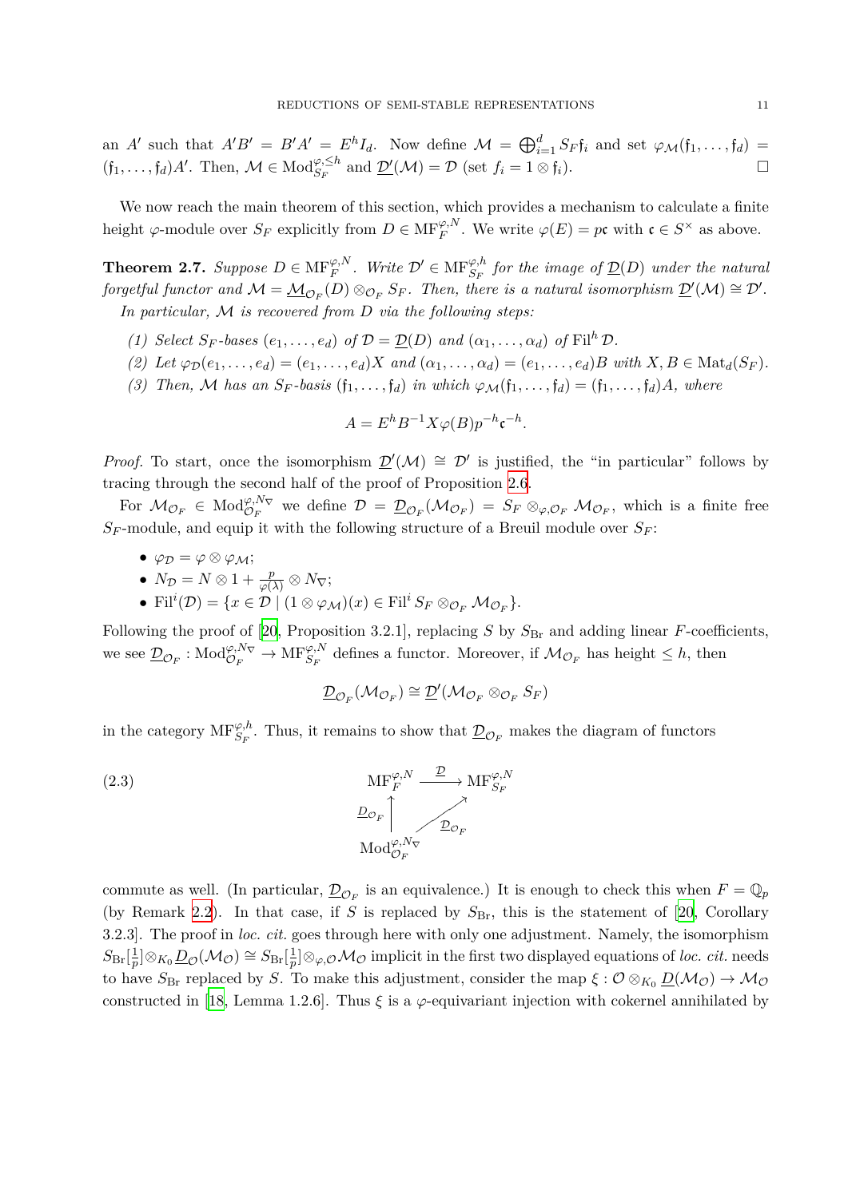an $A'$ such that $A'B' = B'A' = E^h I_d$. Now define $\mathcal{M} = \bigoplus_{i=1}^d S_F \mathfrak{f}_i$ and set $\varphi_{\mathcal{M}}(\mathfrak{f}_1,\dots,\mathfrak{f}_d) = (\mathfrak{f}_1,\dots,\mathfrak{f}_d)A'$. Then, $\mathcal{M} \in \mathrm{Mod}_{S_F}^{\varphi,\le h}$ and $\underline{\mathcal{D}}'(\mathcal{M}) = \mathcal{D}$ (set $f_i = 1 \otimes \mathfrak{f}_i$). $\square$

We now reach the main theorem of this section, which provides a mechanism to calculate a finite height $\varphi$-module over $S_F$ explicitly from $D \in \mathrm{MF}_F^{\varphi,N}$. We write $\varphi(E) = p\mathfrak{c}$ with $\mathfrak{c} \in S^\times$ as above.

**Theorem 2.7.** *Suppose $D \in \mathrm{MF}_F^{\varphi,N}$. Write $\mathcal{D}' \in \mathrm{MF}_{S_F}^{\varphi,h}$ for the image of $\underline{\mathcal{D}}(D)$ under the natural forgetful functor and $\mathcal{M} = \underline{\mathcal{M}}_{\mathcal{O}_F}(D) \otimes_{\mathcal{O}_F} S_F$. Then, there is a natural isomorphism $\underline{\mathcal{D}}'(\mathcal{M}) \cong \mathcal{D}'$.*

*In particular, $\mathcal{M}$ is recovered from $D$ via the following steps:*

1. *Select $S_F$-bases $(e_1,\dots,e_d)$ of $\mathcal{D} = \underline{\mathcal{D}}(D)$ and $(\alpha_1,\dots,\alpha_d)$ of $\mathrm{Fil}^h \mathcal{D}$.*
2. *Let $\varphi_{\mathcal{D}}(e_1,\dots,e_d) = (e_1,\dots,e_d)X$ and $(\alpha_1,\dots,\alpha_d) = (e_1,\dots,e_d)B$ with $X, B \in \mathrm{Mat}_d(S_F)$.*
3. *Then, $\mathcal{M}$ has an $S_F$-basis $(\mathfrak{f}_1,\dots,\mathfrak{f}_d)$ in which $\varphi_{\mathcal{M}}(\mathfrak{f}_1,\dots,\mathfrak{f}_d) = (\mathfrak{f}_1,\dots,\mathfrak{f}_d)A$, where*

$$A = E^h B^{-1} X \varphi(B) p^{-h} \mathfrak{c}^{-h}.$$

*Proof.* To start, once the isomorphism $\underline{\mathcal{D}}'(\mathcal{M}) \cong \mathcal{D}'$ is justified, the "in particular" follows by tracing through the second half of the proof of Proposition 2.6.

For $\mathcal{M}_{\mathcal{O}_F} \in \mathrm{Mod}_{\mathcal{O}_F}^{\varphi,N_\nabla}$ we define $\mathcal{D} = \underline{\mathcal{D}}_{\mathcal{O}_F}(\mathcal{M}_{\mathcal{O}_F}) = S_F \otimes_{\varphi,\mathcal{O}_F} \mathcal{M}_{\mathcal{O}_F}$, which is a finite free $S_F$-module, and equip it with the following structure of a Breuil module over $S_F$:

- $\varphi_{\mathcal{D}} = \varphi \otimes \varphi_{\mathcal{M}}$;
- $N_{\mathcal{D}} = N \otimes 1 + \frac{p}{\varphi(\lambda)} \otimes N_\nabla$;
- $\mathrm{Fil}^i(\mathcal{D}) = \{x \in \mathcal{D} \mid (1 \otimes \varphi_{\mathcal{M}})(x) \in \mathrm{Fil}^i S_F \otimes_{\mathcal{O}_F} \mathcal{M}_{\mathcal{O}_F}\}$.

Following the proof of [20, Proposition 3.2.1], replacing $S$ by $S_{\mathrm{Br}}$ and adding linear $F$-coefficients, we see $\underline{\mathcal{D}}_{\mathcal{O}_F} : \mathrm{Mod}_{\mathcal{O}_F}^{\varphi,N_\nabla} \to \mathrm{MF}_{S_F}^{\varphi,N}$ defines a functor. Moreover, if $\mathcal{M}_{\mathcal{O}_F}$ has height $\le h$, then

$$\underline{\mathcal{D}}_{\mathcal{O}_F}(\mathcal{M}_{\mathcal{O}_F}) \cong \underline{\mathcal{D}}'(\mathcal{M}_{\mathcal{O}_F} \otimes_{\mathcal{O}_F} S_F)$$

in the category $\mathrm{MF}_{S_F}^{\varphi,h}$. Thus, it remains to show that $\underline{\mathcal{D}}_{\mathcal{O}_F}$ makes the diagram of functors

$$\begin{array}{ccc} \mathrm{MF}_F^{\varphi,N} & \xrightarrow{\underline{\mathcal{D}}} & \mathrm{MF}_{S_F}^{\varphi,N} \\ \uparrow{\scriptstyle \underline{D}_{\mathcal{O}_F}} & \nearrow{\scriptstyle \underline{\mathcal{D}}_{\mathcal{O}_F}} & \\ \mathrm{Mod}_{\mathcal{O}_F}^{\varphi,N_\nabla} & & \end{array} \tag{2.3}$$

commute as well. (In particular, $\underline{D}_{\mathcal{O}_F}$ is an equivalence.) It is enough to check this when $F = \mathbb{Q}_p$ (by Remark 2.2). In that case, if $S$ is replaced by $S_{\mathrm{Br}}$, this is the statement of [20, Corollary 3.2.3]. The proof in *loc. cit.* goes through here with only one adjustment. Namely, the isomorphism $S_{\mathrm{Br}}[\frac{1}{p}] \otimes_{K_0} \underline{D}_{\mathcal{O}}(\mathcal{M}_{\mathcal{O}}) \cong S_{\mathrm{Br}}[\frac{1}{p}] \otimes_{\varphi,\mathcal{O}} \mathcal{M}_{\mathcal{O}}$ implicit in the first two displayed equations of *loc. cit.* needs to have $S_{\mathrm{Br}}$ replaced by $S$. To make this adjustment, consider the map $\xi : \mathcal{O} \otimes_{K_0} \underline{D}(\mathcal{M}_{\mathcal{O}}) \to \mathcal{M}_{\mathcal{O}}$ constructed in [18, Lemma 1.2.6]. Thus $\xi$ is a $\varphi$-equivariant injection with cokernel annihilated by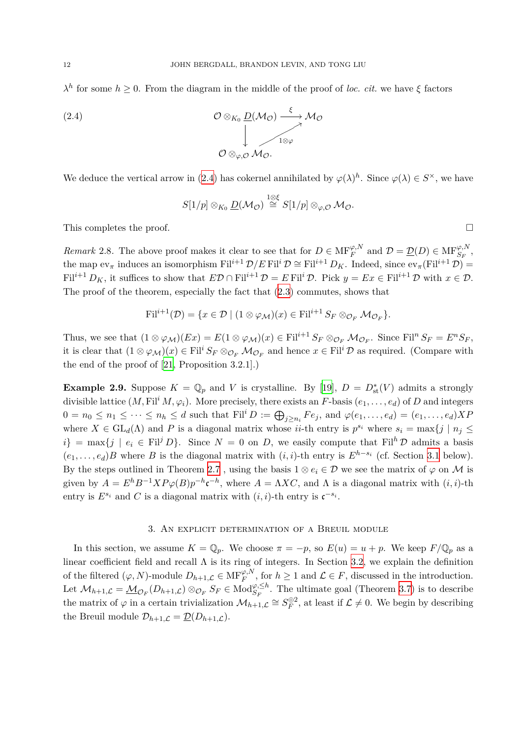$\lambda^h$ for some $h \geq 0$. From the diagram in the middle of the proof of *loc. cit.* we have $\xi$ factors

$$\begin{array}{ccc} \mathcal{O} \otimes_{K_0} \underline{D}(\mathcal{M}_{\mathcal{O}}) & \xrightarrow{\xi} & \mathcal{M}_{\mathcal{O}} \\ \downarrow & \nearrow_{1\otimes\varphi} & \\ \mathcal{O} \otimes_{\varphi,\mathcal{O}} \mathcal{M}_{\mathcal{O}}. & & \end{array} \tag{2.4}$$

We deduce the vertical arrow in (2.4) has cokernel annihilated by $\varphi(\lambda)^h$. Since $\varphi(\lambda) \in S^\times$, we have

$$S[1/p] \otimes_{K_0} \underline{D}(\mathcal{M}_{\mathcal{O}}) \overset{1\otimes\xi}{\cong} S[1/p] \otimes_{\varphi,\mathcal{O}} \mathcal{M}_{\mathcal{O}}.$$

This completes the proof. $\square$

*Remark* 2.8. The above proof makes it clear to see that for $D \in \mathrm{MF}_F^{\varphi,N}$ and $\mathcal{D} = \underline{\mathcal{D}}(D) \in \mathrm{MF}_{S_F}^{\varphi,N}$, the map $\mathrm{ev}_\pi$ induces an isomorphism $\mathrm{Fil}^{i+1}\mathcal{D}/E\,\mathrm{Fil}^i\mathcal{D} \cong \mathrm{Fil}^{i+1} D_K$. Indeed, since $\mathrm{ev}_\pi(\mathrm{Fil}^{i+1}\mathcal{D}) = \mathrm{Fil}^{i+1} D_K$, it suffices to show that $E\mathcal{D} \cap \mathrm{Fil}^{i+1}\mathcal{D} = E\,\mathrm{Fil}^i\mathcal{D}$. Pick $y = Ex \in \mathrm{Fil}^{i+1}\mathcal{D}$ with $x \in \mathcal{D}$. The proof of the theorem, especially the fact that (2.3) commutes, shows that

$$\mathrm{Fil}^{i+1}(\mathcal{D}) = \{x \in \mathcal{D} \mid (1 \otimes \varphi_{\mathcal{M}})(x) \in \mathrm{Fil}^{i+1} S_F \otimes_{\mathcal{O}_F} \mathcal{M}_{\mathcal{O}_F}\}.$$

Thus, we see that $(1 \otimes \varphi_{\mathcal{M}})(Ex) = E(1 \otimes \varphi_{\mathcal{M}})(x) \in \mathrm{Fil}^{i+1} S_F \otimes_{\mathcal{O}_F} \mathcal{M}_{\mathcal{O}_F}$. Since $\mathrm{Fil}^n S_F = E^n S_F$, it is clear that $(1 \otimes \varphi_{\mathcal{M}})(x) \in \mathrm{Fil}^i S_F \otimes_{\mathcal{O}_F} \mathcal{M}_{\mathcal{O}_F}$ and hence $x \in \mathrm{Fil}^i\mathcal{D}$ as required. (Compare with the end of the proof of [21, Proposition 3.2.1].)

**Example 2.9.** Suppose $K = \mathbb{Q}_p$ and $V$ is crystalline. By [19], $D = D_{\mathrm{st}}^*(V)$ admits a strongly divisible lattice $(M, \mathrm{Fil}^i M, \varphi_i)$. More precisely, there exists an $F$-basis $(e_1, \ldots, e_d)$ of $D$ and integers $0 = n_0 \leq n_1 \leq \cdots \leq n_h \leq d$ such that $\mathrm{Fil}^i D := \bigoplus_{j \geq n_i} F e_j$, and $\varphi(e_1, \ldots, e_d) = (e_1, \ldots, e_d) XP$ where $X \in \mathrm{GL}_d(\Lambda)$ and $P$ is a diagonal matrix whose $ii$-th entry is $p^{s_i}$ where $s_i = \max\{j \mid n_j \leq i\} = \max\{j \mid e_i \in \mathrm{Fil}^j D\}$. Since $N = 0$ on $D$, we easily compute that $\mathrm{Fil}^h\mathcal{D}$ admits a basis $(e_1, \ldots, e_d)B$ where $B$ is the diagonal matrix with $(i,i)$-th entry is $E^{h-s_i}$ (cf. Section 3.1 below). By the steps outlined in Theorem 2.7 , using the basis $1 \otimes e_i \in \mathcal{D}$ we see the matrix of $\varphi$ on $\mathcal{M}$ is given by $A = E^h B^{-1} X P \varphi(B) p^{-h} \mathfrak{c}^{-h}$, where $A = \Lambda X C$, and $\Lambda$ is a diagonal matrix with $(i,i)$-th entry is $E^{s_i}$ and $C$ is a diagonal matrix with $(i,i)$-th entry is $\mathfrak{c}^{-s_i}$.

## 3. An explicit determination of a Breuil module

In this section, we assume $K = \mathbb{Q}_p$. We choose $\pi = -p$, so $E(u) = u + p$. We keep $F/\mathbb{Q}_p$ as a linear coefficient field and recall $\Lambda$ is its ring of integers. In Section 3.2, we explain the definition of the filtered $(\varphi, N)$-module $D_{h+1,\mathcal{L}} \in \mathrm{MF}_F^{\varphi,N}$, for $h \geq 1$ and $\mathcal{L} \in F$, discussed in the introduction. Let $\mathcal{M}_{h+1,\mathcal{L}} = \underline{\mathcal{M}}_{\mathcal{O}_F}(D_{h+1,\mathcal{L}}) \otimes_{\mathcal{O}_F} S_F \in \mathrm{Mod}_{S_F}^{\varphi,\leq h}$. The ultimate goal (Theorem 3.7) is to describe the matrix of $\varphi$ in a certain trivialization $\mathcal{M}_{h+1,\mathcal{L}} \cong S_F^{\oplus 2}$, at least if $\mathcal{L} \neq 0$. We begin by describing the Breuil module $\mathcal{D}_{h+1,\mathcal{L}} = \underline{\mathcal{D}}(D_{h+1,\mathcal{L}})$.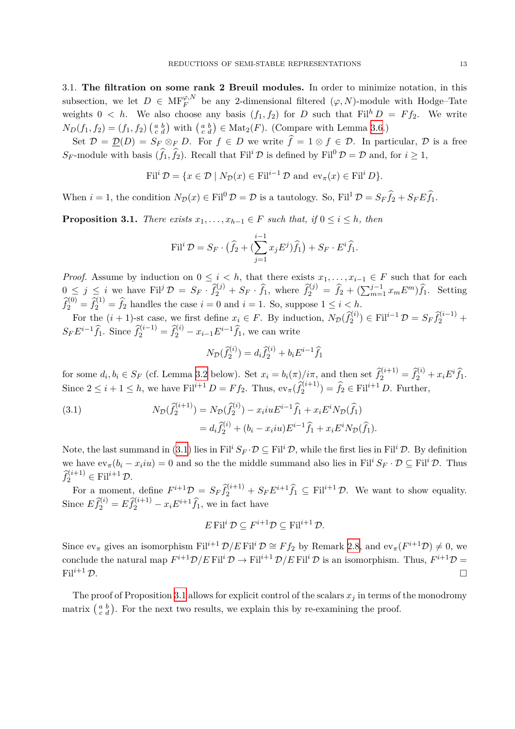3.1. **The filtration on some rank 2 Breuil modules.** In order to minimize notation, in this subsection, we let $D \in \mathrm{MF}_F^{\varphi,N}$ be any 2-dimensional filtered $(\varphi, N)$-module with Hodge–Tate weights $0 < h$. We also choose any basis $(f_1, f_2)$ for $D$ such that $\mathrm{Fil}^h D = F f_2$. We write $N_D(f_1, f_2) = (f_1, f_2)\left(\begin{smallmatrix} a & b \\ c & d \end{smallmatrix}\right)$ with $\left(\begin{smallmatrix} a & b \\ c & d \end{smallmatrix}\right) \in \mathrm{Mat}_2(F)$. (Compare with Lemma 3.6.)

Set $\mathcal{D} = \underline{\mathcal{D}}(D) = S_F \otimes_F D$. For $f \in D$ we write $\widehat{f} = 1 \otimes f \in \mathcal{D}$. In particular, $\mathcal{D}$ is a free $S_F$-module with basis $(\widehat{f}_1, \widehat{f}_2)$. Recall that $\mathrm{Fil}^i \mathcal{D}$ is defined by $\mathrm{Fil}^0 \mathcal{D} = \mathcal{D}$ and, for $i \geq 1$,

$$\mathrm{Fil}^i \mathcal{D} = \{x \in \mathcal{D} \mid N_{\mathcal{D}}(x) \in \mathrm{Fil}^{i-1} \mathcal{D} \text{ and } \mathrm{ev}_\pi(x) \in \mathrm{Fil}^i D\}.$$

When $i = 1$, the condition $N_{\mathcal{D}}(x) \in \mathrm{Fil}^0 \mathcal{D} = \mathcal{D}$ is a tautology. So, $\mathrm{Fil}^1 \mathcal{D} = S_F \widehat{f}_2 + S_F E \widehat{f}_1$.

**Proposition 3.1.** *There exists $x_1, \ldots, x_{h-1} \in F$ such that, if $0 \leq i \leq h$, then*

$$\mathrm{Fil}^i \mathcal{D} = S_F \cdot \big(\widehat{f}_2 + (\sum_{j=1}^{i-1} x_j E^j)\widehat{f}_1\big) + S_F \cdot E^i \widehat{f}_1.$$

*Proof.* Assume by induction on $0 \leq i < h$, that there exists $x_1, \ldots, x_{i-1} \in F$ such that for each $0 \leq j \leq i$ we have $\mathrm{Fil}^j \mathcal{D} = S_F \cdot \widehat{f}_2^{(j)} + S_F \cdot \widehat{f}_1$, where $\widehat{f}_2^{(j)} = \widehat{f}_2 + (\sum_{m=1}^{j-1} x_m E^m)\widehat{f}_1$. Setting $\widehat{f}_2^{(0)} = \widehat{f}_2^{(1)} = \widehat{f}_2$ handles the case $i = 0$ and $i = 1$. So, suppose $1 \leq i < h$.

For the $(i+1)$-st case, we first define $x_i \in F$. By induction, $N_{\mathcal{D}}(\widehat{f}_2^{(i)}) \in \mathrm{Fil}^{i-1} \mathcal{D} = S_F \widehat{f}_2^{(i-1)} + S_F E^{i-1} \widehat{f}_1$. Since $\widehat{f}_2^{(i-1)} = \widehat{f}_2^{(i)} - x_{i-1} E^{i-1} \widehat{f}_1$, we can write

$$N_{\mathcal{D}}(\widehat{f}_2^{(i)}) = d_i \widehat{f}_2^{(i)} + b_i E^{i-1} \widehat{f}_1$$

for some $d_i, b_i \in S_F$ (cf. Lemma 3.2 below). Set $x_i = b_i(\pi)/i\pi$, and then set $\widehat{f}_2^{(i+1)} = \widehat{f}_2^{(i)} + x_i E^i \widehat{f}_1$. Since $2 \leq i+1 \leq h$, we have $\mathrm{Fil}^{i+1} D = F f_2$. Thus, $\mathrm{ev}_\pi(\widehat{f}_2^{(i+1)}) = \widehat{f}_2 \in \mathrm{Fil}^{i+1} D$. Further,

$$\begin{aligned}
N_{\mathcal{D}}(\widehat{f}_2^{(i+1)}) &= N_{\mathcal{D}}(\widehat{f}_2^{(i)}) - x_i i u E^{i-1} \widehat{f}_1 + x_i E^i N_{\mathcal{D}}(\widehat{f}_1) \\
&= d_i \widehat{f}_2^{(i)} + (b_i - x_i i u) E^{i-1} \widehat{f}_1 + x_i E^i N_{\mathcal{D}}(\widehat{f}_1).
\end{aligned} \tag{3.1}$$

Note, the last summand in (3.1) lies in $\mathrm{Fil}^i S_F \cdot \mathcal{D} \subseteq \mathrm{Fil}^i \mathcal{D}$, while the first lies in $\mathrm{Fil}^i \mathcal{D}$. By definition we have $\mathrm{ev}_\pi(b_i - x_i i u) = 0$ and so the the middle summand also lies in $\mathrm{Fil}^i S_F \cdot \mathcal{D} \subseteq \mathrm{Fil}^i \mathcal{D}$. Thus $\widehat{f}_2^{(i+1)} \in \mathrm{Fil}^{i+1} \mathcal{D}$.

For a moment, define $F^{i+1}\mathcal{D} = S_F \widehat{f}_2^{(i+1)} + S_F E^{i+1} \widehat{f}_1 \subseteq \mathrm{Fil}^{i+1} \mathcal{D}$. We want to show equality. Since $E \widehat{f}_2^{(i)} = E \widehat{f}_2^{(i+1)} - x_i E^{i+1} \widehat{f}_1$, we in fact have

$$E \,\mathrm{Fil}^i \mathcal{D} \subseteq F^{i+1}\mathcal{D} \subseteq \mathrm{Fil}^{i+1} \mathcal{D}.$$

Since $\mathrm{ev}_\pi$ gives an isomorphism $\mathrm{Fil}^{i+1} \mathcal{D}/E \,\mathrm{Fil}^i \mathcal{D} \cong F f_2$ by Remark 2.8, and $\mathrm{ev}_\pi(F^{i+1}\mathcal{D}) \neq 0$, we conclude the natural map $F^{i+1}\mathcal{D}/E \,\mathrm{Fil}^i \mathcal{D} \to \mathrm{Fil}^{i+1} \mathcal{D}/E \,\mathrm{Fil}^i \mathcal{D}$ is an isomorphism. Thus, $F^{i+1}\mathcal{D} = \mathrm{Fil}^{i+1} \mathcal{D}$. $\square$

The proof of Proposition 3.1 allows for explicit control of the scalars $x_j$ in terms of the monodromy matrix $\left(\begin{smallmatrix} a & b \\ c & d \end{smallmatrix}\right)$. For the next two results, we explain this by re-examining the proof.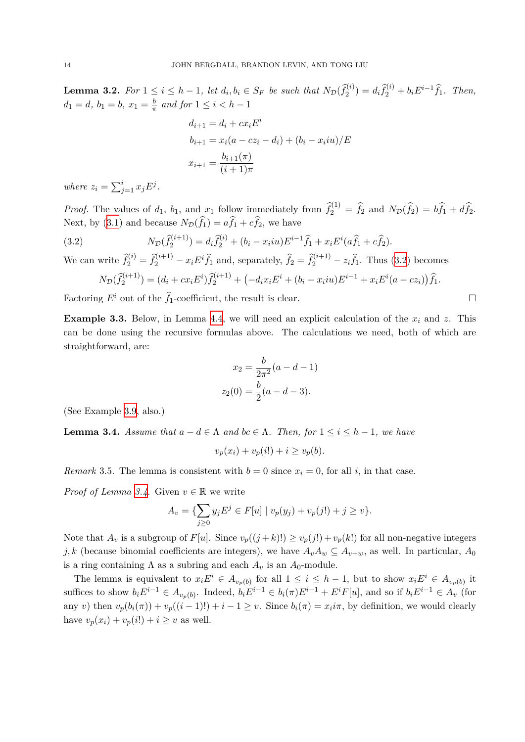**Lemma 3.2.** *For $1 \leq i \leq h-1$, let $d_i, b_i \in S_F$ be such that $N_{\mathcal{D}}(\widehat{f}_2^{(i)}) = d_i \widehat{f}_2^{(i)} + b_i E^{i-1}\widehat{f}_1$. Then, $d_1 = d$, $b_1 = b$, $x_1 = \frac{b}{\pi}$ and for $1 \leq i < h-1$*

$$d_{i+1} = d_i + cx_i E^i$$
$$b_{i+1} = x_i(a - cz_i - d_i) + (b_i - x_i iu)/E$$
$$x_{i+1} = \frac{b_{i+1}(\pi)}{(i+1)\pi}$$

*where $z_i = \sum_{j=1}^{i} x_j E^j$.*

*Proof.* The values of $d_1$, $b_1$, and $x_1$ follow immediately from $\widehat{f}_2^{(1)} = \widehat{f}_2$ and $N_{\mathcal{D}}(\widehat{f}_2) = b\widehat{f}_1 + d\widehat{f}_2$. Next, by (3.1) and because $N_{\mathcal{D}}(\widehat{f}_1) = a\widehat{f}_1 + c\widehat{f}_2$, we have

$$N_{\mathcal{D}}(\widehat{f}_2^{(i+1)}) = d_i \widehat{f}_2^{(i)} + (b_i - x_i iu)E^{i-1}\widehat{f}_1 + x_i E^i(a\widehat{f}_1 + c\widehat{f}_2). \tag{3.2}$$

We can write $\widehat{f}_2^{(i)} = \widehat{f}_2^{(i+1)} - x_i E^i \widehat{f}_1$ and, separately, $\widehat{f}_2 = \widehat{f}_2^{(i+1)} - z_i \widehat{f}_1$. Thus (3.2) becomes

$$N_{\mathcal{D}}(\widehat{f}_2^{(i+1)}) = (d_i + cx_i E^i)\widehat{f}_2^{(i+1)} + \big(-d_i x_i E^i + (b_i - x_i iu)E^{i-1} + x_i E^i(a - cz_i)\big)\widehat{f}_1.$$

Factoring $E^i$ out of the $\widehat{f}_1$-coefficient, the result is clear. $\square$

**Example 3.3.** Below, in Lemma 4.4, we will need an explicit calculation of the $x_i$ and $z$. This can be done using the recursive formulas above. The calculations we need, both of which are straightforward, are:

$$x_2 = \frac{b}{2\pi^2}(a - d - 1)$$
$$z_2(0) = \frac{b}{2}(a - d - 3).$$

(See Example 3.9, also.)

**Lemma 3.4.** *Assume that $a - d \in \Lambda$ and $bc \in \Lambda$. Then, for $1 \leq i \leq h-1$, we have*

$$v_p(x_i) + v_p(i!) + i \geq v_p(b).$$

*Remark* 3.5. The lemma is consistent with $b = 0$ since $x_i = 0$, for all $i$, in that case.

*Proof of Lemma 3.4.* Given $v \in \mathbb{R}$ we write

$$A_v = \{\sum_{j \geq 0} y_j E^j \in F[u] \mid v_p(y_j) + v_p(j!) + j \geq v\}.$$

Note that $A_v$ is a subgroup of $F[u]$. Since $v_p((j+k)!) \geq v_p(j!) + v_p(k!)$ for all non-negative integers $j, k$ (because binomial coefficients are integers), we have $A_v A_w \subseteq A_{v+w}$, as well. In particular, $A_0$ is a ring containing $\Lambda$ as a subring and each $A_v$ is an $A_0$-module.

The lemma is equivalent to $x_i E^i \in A_{v_p(b)}$ for all $1 \leq i \leq h-1$, but to show $x_i E^i \in A_{v_p(b)}$ it suffices to show $b_i E^{i-1} \in A_{v_p(b)}$. Indeed, $b_i E^{i-1} \in b_i(\pi)E^{i-1} + E^i F[u]$, and so if $b_i E^{i-1} \in A_v$ (for any $v$) then $v_p(b_i(\pi)) + v_p((i-1)!) + i - 1 \geq v$. Since $b_i(\pi) = x_i i\pi$, by definition, we would clearly have $v_p(x_i) + v_p(i!) + i \geq v$ as well.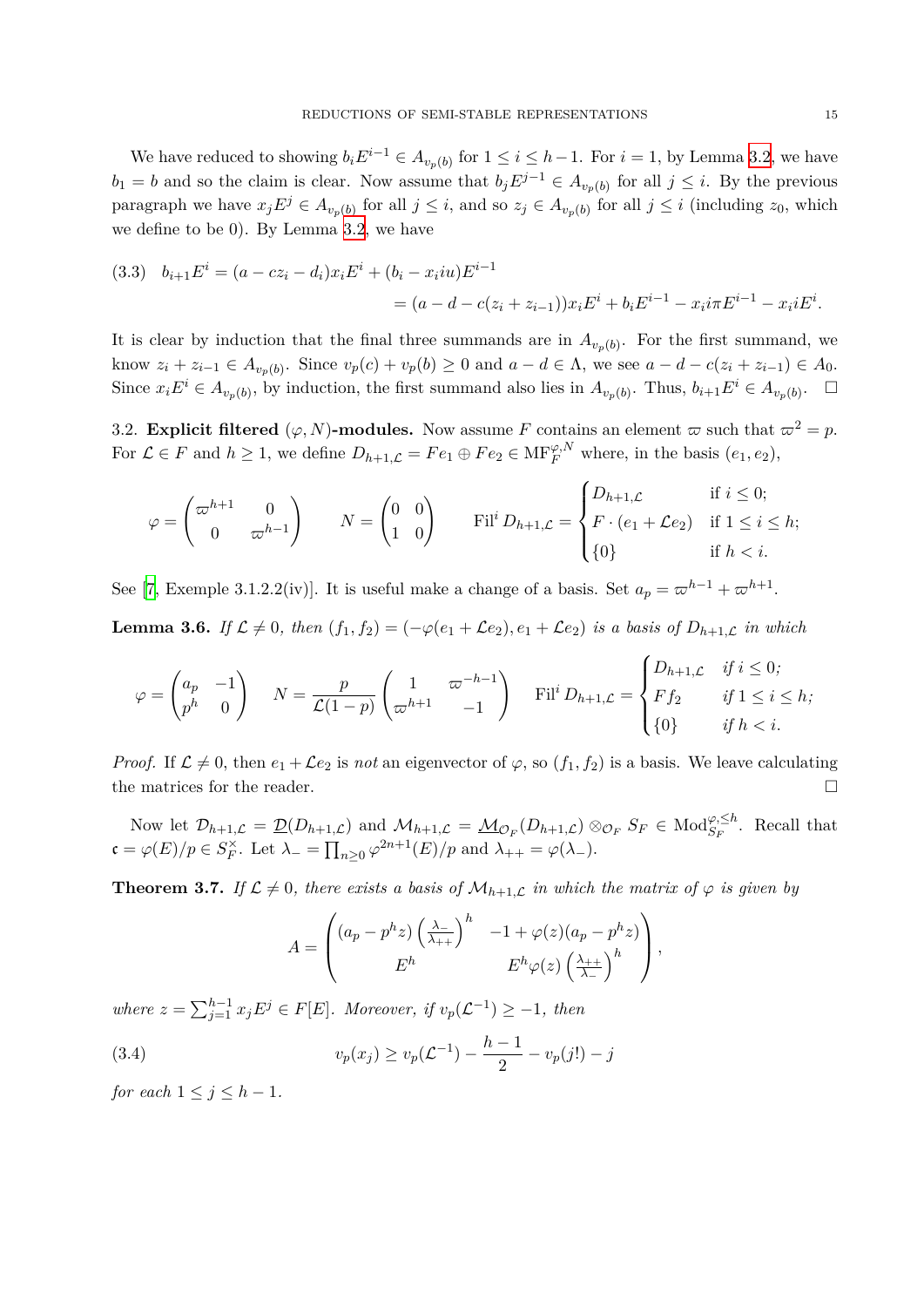We have reduced to showing $b_i E^{i-1} \in A_{v_p(b)}$ for $1 \le i \le h-1$. For $i = 1$, by Lemma 3.2, we have $b_1 = b$ and so the claim is clear. Now assume that $b_j E^{j-1} \in A_{v_p(b)}$ for all $j \le i$. By the previous paragraph we have $x_j E^j \in A_{v_p(b)}$ for all $j \le i$, and so $z_j \in A_{v_p(b)}$ for all $j \le i$ (including $z_0$, which we define to be 0). By Lemma 3.2, we have

$$
\begin{aligned}
(3.3) \quad b_{i+1}E^i &= (a - cz_i - d_i)x_i E^i + (b_i - x_i i u)E^{i-1} \\
&= (a - d - c(z_i + z_{i-1}))x_i E^i + b_i E^{i-1} - x_i i \pi E^{i-1} - x_i i E^i.
\end{aligned}
$$

It is clear by induction that the final three summands are in $A_{v_p(b)}$. For the first summand, we know $z_i + z_{i-1} \in A_{v_p(b)}$. Since $v_p(c) + v_p(b) \ge 0$ and $a - d \in \Lambda$, we see $a - d - c(z_i + z_{i-1}) \in A_0$. Since $x_i E^i \in A_{v_p(b)}$, by induction, the first summand also lies in $A_{v_p(b)}$. Thus, $b_{i+1}E^i \in A_{v_p(b)}$. $\square$

3.2. **Explicit filtered $(\varphi, N)$-modules.** Now assume $F$ contains an element $\varpi$ such that $\varpi^2 = p$. For $\mathcal{L} \in F$ and $h \ge 1$, we define $D_{h+1,\mathcal{L}} = Fe_1 \oplus Fe_2 \in \mathrm{MF}_F^{\varphi,N}$ where, in the basis $(e_1, e_2)$,

$$
\varphi = \begin{pmatrix} \varpi^{h+1} & 0 \\ 0 & \varpi^{h-1} \end{pmatrix} \qquad N = \begin{pmatrix} 0 & 0 \\ 1 & 0 \end{pmatrix} \qquad \mathrm{Fil}^i D_{h+1,\mathcal{L}} = \begin{cases} D_{h+1,\mathcal{L}} & \text{if } i \le 0; \\ F \cdot (e_1 + \mathcal{L}e_2) & \text{if } 1 \le i \le h; \\ \{0\} & \text{if } h < i. \end{cases}
$$

See [7, Exemple 3.1.2.2(iv)]. It is useful make a change of a basis. Set $a_p = \varpi^{h-1} + \varpi^{h+1}$.

**Lemma 3.6.** *If $\mathcal{L} \neq 0$, then $(f_1, f_2) = (-\varphi(e_1 + \mathcal{L}e_2), e_1 + \mathcal{L}e_2)$ is a basis of $D_{h+1,\mathcal{L}}$ in which*

$$
\varphi = \begin{pmatrix} a_p & -1 \\ p^h & 0 \end{pmatrix} \quad N = \frac{p}{\mathcal{L}(1-p)} \begin{pmatrix} 1 & \varpi^{-h-1} \\ \varpi^{h+1} & -1 \end{pmatrix} \quad \mathrm{Fil}^i D_{h+1,\mathcal{L}} = \begin{cases} D_{h+1,\mathcal{L}} & \text{if } i \le 0; \\ F f_2 & \text{if } 1 \le i \le h; \\ \{0\} & \text{if } h < i. \end{cases}
$$

*Proof.* If $\mathcal{L} \neq 0$, then $e_1 + \mathcal{L}e_2$ is *not* an eigenvector of $\varphi$, so $(f_1, f_2)$ is a basis. We leave calculating the matrices for the reader. $\square$

Now let $\mathcal{D}_{h+1,\mathcal{L}} = \underline{\mathcal{D}}(D_{h+1,\mathcal{L}})$ and $\mathcal{M}_{h+1,\mathcal{L}} = \underline{\mathcal{M}}_{\mathcal{O}_F}(D_{h+1,\mathcal{L}}) \otimes_{\mathcal{O}_F} S_F \in \mathrm{Mod}_{S_F}^{\varphi,\le h}$. Recall that $\mathfrak{c} = \varphi(E)/p \in S_F^\times$. Let $\lambda_- = \prod_{n \ge 0} \varphi^{2n+1}(E)/p$ and $\lambda_{++} = \varphi(\lambda_-)$.

**Theorem 3.7.** *If $\mathcal{L} \neq 0$, there exists a basis of $\mathcal{M}_{h+1,\mathcal{L}}$ in which the matrix of $\varphi$ is given by*

$$
A = \begin{pmatrix} (a_p - p^h z) \left( \frac{\lambda_-}{\lambda_{++}} \right)^h & -1 + \varphi(z)(a_p - p^h z) \\ E^h & E^h \varphi(z) \left( \frac{\lambda_{++}}{\lambda_-} \right)^h \end{pmatrix},
$$

*where $z = \sum_{j=1}^{h-1} x_j E^j \in F[E]$. Moreover, if $v_p(\mathcal{L}^{-1}) \ge -1$, then*

$$
(3.4) \qquad v_p(x_j) \ge v_p(\mathcal{L}^{-1}) - \frac{h-1}{2} - v_p(j!) - j
$$

*for each $1 \le j \le h-1$.*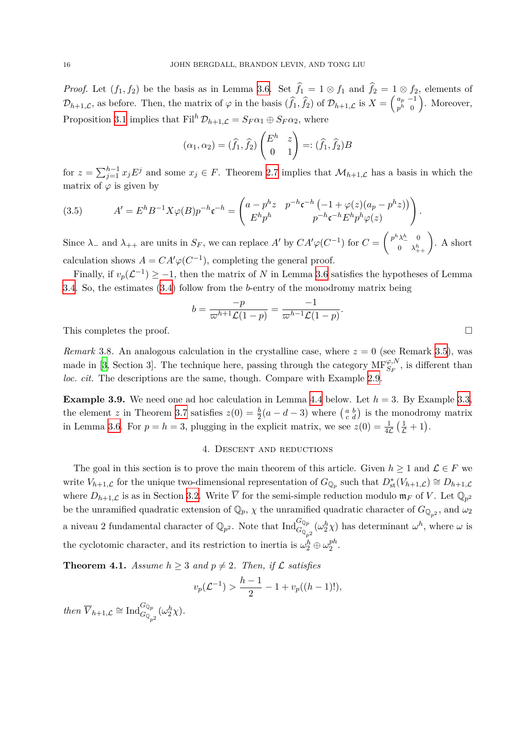*Proof.* Let $(f_1, f_2)$ be the basis as in Lemma 3.6. Set $\widehat{f}_1 = 1 \otimes f_1$ and $\widehat{f}_2 = 1 \otimes f_2$, elements of $\mathcal{D}_{h+1,\mathcal{L}}$, as before. Then, the matrix of $\varphi$ in the basis $(\widehat{f}_1, \widehat{f}_2)$ of $\mathcal{D}_{h+1,\mathcal{L}}$ is $X = \left(\begin{smallmatrix} a_p & -1 \\ p^h & 0 \end{smallmatrix}\right)$. Moreover, Proposition 3.1 implies that $\mathrm{Fil}^h \mathcal{D}_{h+1,\mathcal{L}} = S_F \alpha_1 \oplus S_F \alpha_2$, where

$$(\alpha_1, \alpha_2) = (\widehat{f}_1, \widehat{f}_2) \begin{pmatrix} E^h & z \\ 0 & 1 \end{pmatrix} =: (\widehat{f}_1, \widehat{f}_2) B$$

for $z = \sum_{j=1}^{h-1} x_j E^j$ and some $x_j \in F$. Theorem 2.7 implies that $\mathcal{M}_{h+1,\mathcal{L}}$ has a basis in which the matrix of $\varphi$ is given by

$$A' = E^h B^{-1} X \varphi(B) p^{-h} \mathfrak{c}^{-h} = \begin{pmatrix} a - p^h z & p^{-h}\mathfrak{c}^{-h}\left(-1 + \varphi(z)(a_p - p^h z)\right) \\ E^h p^h & p^{-h}\mathfrak{c}^{-h} E^h p^h \varphi(z) \end{pmatrix}. \tag{3.5}$$

Since $\lambda_-$ and $\lambda_{++}$ are units in $S_F$, we can replace $A'$ by $CA'\varphi(C^{-1})$ for $C = \begin{pmatrix} p^h \lambda_-^h & 0 \\ 0 & \lambda_{++}^h \end{pmatrix}$. A short calculation shows $A = CA'\varphi(C^{-1})$, completing the general proof.

Finally, if $v_p(\mathcal{L}^{-1}) \geq -1$, then the matrix of $N$ in Lemma 3.6 satisfies the hypotheses of Lemma 3.4. So, the estimates (3.4) follow from the $b$-entry of the monodromy matrix being

$$b = \frac{-p}{\varpi^{h+1}\mathcal{L}(1-p)} = \frac{-1}{\varpi^{h-1}\mathcal{L}(1-p)}.$$

This completes the proof. $\square$

*Remark* 3.8. An analogous calculation in the crystalline case, where $z = 0$ (see Remark 3.5), was made in [3, Section 3]. The technique here, passing through the category $\mathrm{MF}_{S_F}^{\varphi,N}$, is different than *loc. cit.* The descriptions are the same, though. Compare with Example 2.9.

**Example 3.9.** We need one ad hoc calculation in Lemma 4.4 below. Let $h = 3$. By Example 3.3, the element $z$ in Theorem 3.7 satisfies $z(0) = \frac{b}{2}(a - d - 3)$ where $\left(\begin{smallmatrix} a & b \\ c & d \end{smallmatrix}\right)$ is the monodromy matrix in Lemma 3.6. For $p = h = 3$, plugging in the explicit matrix, we see $z(0) = \frac{1}{4\mathcal{L}}\left(\frac{1}{\mathcal{L}} + 1\right)$.

## 4. Descent and reductions

The goal in this section is to prove the main theorem of this article. Given $h \geq 1$ and $\mathcal{L} \in F$ we write $V_{h+1,\mathcal{L}}$ for the unique two-dimensional representation of $G_{\mathbb{Q}_p}$ such that $D_{\mathrm{st}}^*(V_{h+1,\mathcal{L}}) \cong D_{h+1,\mathcal{L}}$ where $D_{h+1,\mathcal{L}}$ is as in Section 3.2. Write $\overline{V}$ for the semi-simple reduction modulo $\mathfrak{m}_F$ of $V$. Let $\mathbb{Q}_{p^2}$ be the unramified quadratic extension of $\mathbb{Q}_p$, $\chi$ the unramified quadratic character of $G_{\mathbb{Q}_{p^2}}$, and $\omega_2$ a niveau 2 fundamental character of $\mathbb{Q}_{p^2}$. Note that $\mathrm{Ind}_{G_{\mathbb{Q}_{p^2}}}^{G_{\mathbb{Q}_p}}(\omega_2^h \chi)$ has determinant $\omega^h$, where $\omega$ is the cyclotomic character, and its restriction to inertia is $\omega_2^h \oplus \omega_2^{ph}$.

**Theorem 4.1.** *Assume $h \geq 3$ and $p \neq 2$. Then, if $\mathcal{L}$ satisfies*

$$v_p(\mathcal{L}^{-1}) > \frac{h-1}{2} - 1 + v_p((h-1)!),$$

*then $\overline{V}_{h+1,\mathcal{L}} \cong \mathrm{Ind}_{G_{\mathbb{Q}_{p^2}}}^{G_{\mathbb{Q}_p}}(\omega_2^h \chi)$.*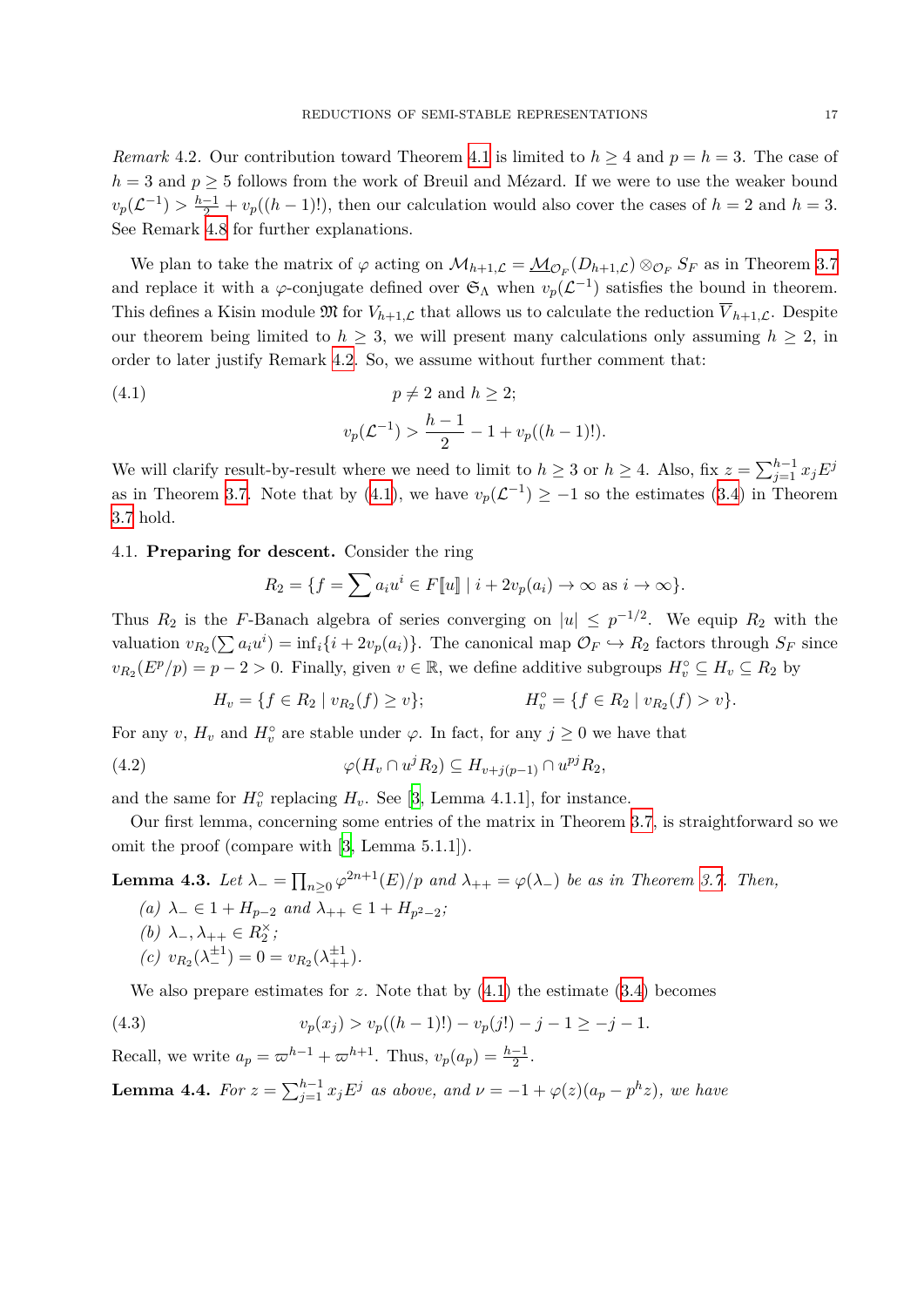*Remark* 4.2. Our contribution toward Theorem 4.1 is limited to $h \geq 4$ and $p = h = 3$. The case of $h = 3$ and $p \geq 5$ follows from the work of Breuil and Mézard. If we were to use the weaker bound $v_p(\mathcal{L}^{-1}) > \frac{h-1}{2} + v_p((h-1)!)$, then our calculation would also cover the cases of $h = 2$ and $h = 3$. See Remark 4.8 for further explanations.

We plan to take the matrix of $\varphi$ acting on $\mathcal{M}_{h+1,\mathcal{L}} = \underline{\mathcal{M}}_{\mathcal{O}_F}(D_{h+1,\mathcal{L}}) \otimes_{\mathcal{O}_F} S_F$ as in Theorem 3.7 and replace it with a $\varphi$-conjugate defined over $\mathfrak{S}_\Lambda$ when $v_p(\mathcal{L}^{-1})$ satisfies the bound in theorem. This defines a Kisin module $\mathfrak{M}$ for $V_{h+1,\mathcal{L}}$ that allows us to calculate the reduction $\overline{V}_{h+1,\mathcal{L}}$. Despite our theorem being limited to $h \geq 3$, we will present many calculations only assuming $h \geq 2$, in order to later justify Remark 4.2. So, we assume without further comment that:

$$
\begin{aligned}
(4.1) \qquad & p \neq 2 \text{ and } h \geq 2; \\
& v_p(\mathcal{L}^{-1}) > \frac{h-1}{2} - 1 + v_p((h-1)!).
\end{aligned}
$$

We will clarify result-by-result where we need to limit to $h \geq 3$ or $h \geq 4$. Also, fix $z = \sum_{j=1}^{h-1} x_j E^j$ as in Theorem 3.7. Note that by (4.1), we have $v_p(\mathcal{L}^{-1}) \geq -1$ so the estimates (3.4) in Theorem 3.7 hold.

4.1. **Preparing for descent.** Consider the ring

$$
R_2 = \{f = \sum a_i u^i \in F[\![u]\!] \mid i + 2v_p(a_i) \to \infty \text{ as } i \to \infty\}.
$$

Thus $R_2$ is the $F$-Banach algebra of series converging on $|u| \leq p^{-1/2}$. We equip $R_2$ with the valuation $v_{R_2}(\sum a_i u^i) = \inf_i\{i + 2v_p(a_i)\}$. The canonical map $\mathcal{O}_F \hookrightarrow R_2$ factors through $S_F$ since $v_{R_2}(E^p/p) = p - 2 > 0$. Finally, given $v \in \mathbb{R}$, we define additive subgroups $H_v^\circ \subseteq H_v \subseteq R_2$ by

$$
H_v = \{f \in R_2 \mid v_{R_2}(f) \geq v\}; \qquad\qquad H_v^\circ = \{f \in R_2 \mid v_{R_2}(f) > v\}.
$$

For any $v$, $H_v$ and $H_v^\circ$ are stable under $\varphi$. In fact, for any $j \geq 0$ we have that

$$
\varphi(H_v \cap u^j R_2) \subseteq H_{v+j(p-1)} \cap u^{pj} R_2, \tag{4.2}
$$

and the same for $H_v^\circ$ replacing $H_v$. See [3, Lemma 4.1.1], for instance.

Our first lemma, concerning some entries of the matrix in Theorem 3.7, is straightforward so we omit the proof (compare with [3, Lemma 5.1.1]).

**Lemma 4.3.** *Let $\lambda_- = \prod_{n \geq 0} \varphi^{2n+1}(E)/p$ and $\lambda_{++} = \varphi(\lambda_-)$ be as in Theorem 3.7. Then,*

*(a) $\lambda_- \in 1 + H_{p-2}$ and $\lambda_{++} \in 1 + H_{p^2-2}$;*
*(b) $\lambda_-, \lambda_{++} \in R_2^\times$;*
*(c) $v_{R_2}(\lambda_-^{\pm 1}) = 0 = v_{R_2}(\lambda_{++}^{\pm 1})$.*

We also prepare estimates for $z$. Note that by (4.1) the estimate (3.4) becomes

$$
v_p(x_j) > v_p((h-1)!) - v_p(j!) - j - 1 \geq -j - 1. \tag{4.3}
$$

Recall, we write $a_p = \varpi^{h-1} + \varpi^{h+1}$. Thus, $v_p(a_p) = \frac{h-1}{2}$.

**Lemma 4.4.** *For $z = \sum_{j=1}^{h-1} x_j E^j$ as above, and $\nu = -1 + \varphi(z)(a_p - p^h z)$, we have*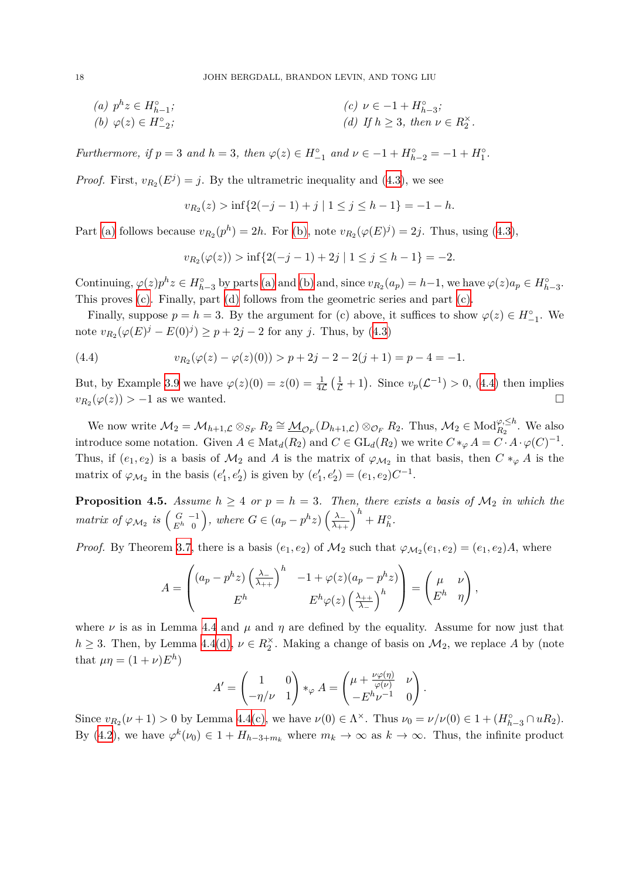(a) $p^h z \in H^\circ_{h-1}$;

(b) $\varphi(z) \in H^\circ_{-2}$;

(c) $\nu \in -1 + H^\circ_{h-3}$;

(d) *If* $h \geq 3$*, then* $\nu \in R_2^\times$.

*Furthermore, if* $p = 3$ *and* $h = 3$*, then* $\varphi(z) \in H^\circ_{-1}$ *and* $\nu \in -1 + H^\circ_{h-2} = -1 + H^\circ_1$.

*Proof.* First, $v_{R_2}(E^j) = j$. By the ultrametric inequality and (4.3), we see

$$v_{R_2}(z) > \inf\{2(-j-1) + j \mid 1 \leq j \leq h-1\} = -1 - h.$$

Part (a) follows because $v_{R_2}(p^h) = 2h$. For (b), note $v_{R_2}(\varphi(E)^j) = 2j$. Thus, using (4.3),

$$v_{R_2}(\varphi(z)) > \inf\{2(-j-1) + 2j \mid 1 \leq j \leq h-1\} = -2.$$

Continuing, $\varphi(z)p^h z \in H^\circ_{h-3}$ by parts (a) and (b) and, since $v_{R_2}(a_p) = h-1$, we have $\varphi(z)a_p \in H^\circ_{h-3}$. This proves (c). Finally, part (d) follows from the geometric series and part (c).

Finally, suppose $p = h = 3$. By the argument for (c) above, it suffices to show $\varphi(z) \in H^\circ_{-1}$. We note $v_{R_2}(\varphi(E)^j - E(0)^j) \geq p + 2j - 2$ for any $j$. Thus, by (4.3)

$$v_{R_2}(\varphi(z) - \varphi(z)(0)) > p + 2j - 2 - 2(j+1) = p - 4 = -1. \tag{4.4}$$

But, by Example 3.9 we have $\varphi(z)(0) = z(0) = \frac{1}{4\mathcal{L}}\left(\frac{1}{\mathcal{L}} + 1\right)$. Since $v_p(\mathcal{L}^{-1}) > 0$, (4.4) then implies $v_{R_2}(\varphi(z)) > -1$ as we wanted. $\square$

We now write $\mathcal{M}_2 = \mathcal{M}_{h+1,\mathcal{L}} \otimes_{S_F} R_2 \cong \underline{\mathcal{M}}_{\mathcal{O}_F}(D_{h+1,\mathcal{L}}) \otimes_{\mathcal{O}_F} R_2$. Thus, $\mathcal{M}_2 \in \mathrm{Mod}^{\varphi,\leq h}_{R_2}$. We also introduce some notation. Given $A \in \mathrm{Mat}_d(R_2)$ and $C \in \mathrm{GL}_d(R_2)$ we write $C *_\varphi A = C \cdot A \cdot \varphi(C)^{-1}$. Thus, if $(e_1, e_2)$ is a basis of $\mathcal{M}_2$ and $A$ is the matrix of $\varphi_{\mathcal{M}_2}$ in that basis, then $C *_\varphi A$ is the matrix of $\varphi_{\mathcal{M}_2}$ in the basis $(e_1', e_2')$ is given by $(e_1', e_2') = (e_1, e_2)C^{-1}$.

**Proposition 4.5.** *Assume* $h \geq 4$ *or* $p = h = 3$*. Then, there exists a basis of* $\mathcal{M}_2$ *in which the matrix of* $\varphi_{\mathcal{M}_2}$ *is* $\left(\begin{smallmatrix} G & -1 \\ E^h & 0 \end{smallmatrix}\right)$*, where* $G \in (a_p - p^h z)\left(\frac{\lambda_-}{\lambda_{++}}\right)^h + H^\circ_h$.

*Proof.* By Theorem 3.7, there is a basis $(e_1, e_2)$ of $\mathcal{M}_2$ such that $\varphi_{\mathcal{M}_2}(e_1, e_2) = (e_1, e_2)A$, where

$$A = \begin{pmatrix} (a_p - p^h z)\left(\frac{\lambda_-}{\lambda_{++}}\right)^h & -1 + \varphi(z)(a_p - p^h z) \\ E^h & E^h \varphi(z)\left(\frac{\lambda_{++}}{\lambda_-}\right)^h \end{pmatrix} = \begin{pmatrix} \mu & \nu \\ E^h & \eta \end{pmatrix},$$

where $\nu$ is as in Lemma 4.4 and $\mu$ and $\eta$ are defined by the equality. Assume for now just that $h \geq 3$. Then, by Lemma 4.4(d), $\nu \in R_2^\times$. Making a change of basis on $\mathcal{M}_2$, we replace $A$ by (note that $\mu\eta = (1+\nu)E^h$)

$$A' = \begin{pmatrix} 1 & 0 \\ -\eta/\nu & 1 \end{pmatrix} *_\varphi A = \begin{pmatrix} \mu + \frac{\nu\varphi(\eta)}{\varphi(\nu)} & \nu \\ -E^h \nu^{-1} & 0 \end{pmatrix}.$$

Since $v_{R_2}(\nu + 1) > 0$ by Lemma 4.4(c), we have $\nu(0) \in \Lambda^\times$. Thus $\nu_0 = \nu/\nu(0) \in 1 + (H^\circ_{h-3} \cap uR_2)$. By (4.2), we have $\varphi^k(\nu_0) \in 1 + H_{h-3+m_k}$ where $m_k \to \infty$ as $k \to \infty$. Thus, the infinite product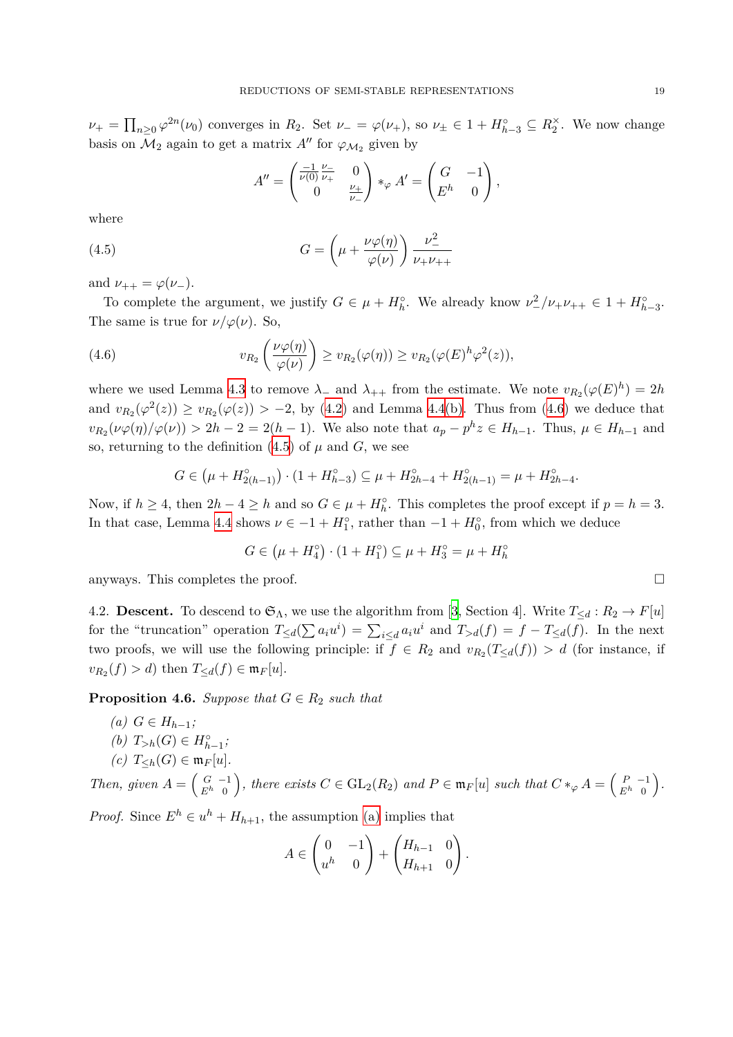$\nu_+ = \prod_{n\geq 0} \varphi^{2n}(\nu_0)$ converges in $R_2$. Set $\nu_- = \varphi(\nu_+)$, so $\nu_\pm \in 1 + H_{h-3}^\circ \subseteq R_2^\times$. We now change basis on $\mathcal{M}_2$ again to get a matrix $A''$ for $\varphi_{\mathcal{M}_2}$ given by

$$A'' = \begin{pmatrix} \frac{-1}{\nu(0)}\frac{\nu_-}{\nu_+} & 0 \\ 0 & \frac{\nu_+}{\nu_-} \end{pmatrix} *_\varphi A' = \begin{pmatrix} G & -1 \\ E^h & 0 \end{pmatrix},$$

where

$$G = \left(\mu + \frac{\nu\varphi(\eta)}{\varphi(\nu)}\right)\frac{\nu_-^2}{\nu_+\nu_{++}} \tag{4.5}$$

and $\nu_{++} = \varphi(\nu_-)$.

To complete the argument, we justify $G \in \mu + H_h^\circ$. We already know $\nu_-^2/\nu_+\nu_{++} \in 1 + H_{h-3}^\circ$. The same is true for $\nu/\varphi(\nu)$. So,

$$v_{R_2}\left(\frac{\nu\varphi(\eta)}{\varphi(\nu)}\right) \geq v_{R_2}(\varphi(\eta)) \geq v_{R_2}(\varphi(E)^h\varphi^2(z)), \tag{4.6}$$

where we used Lemma 4.3 to remove $\lambda_-$ and $\lambda_{++}$ from the estimate. We note $v_{R_2}(\varphi(E)^h) = 2h$ and $v_{R_2}(\varphi^2(z)) \geq v_{R_2}(\varphi(z)) > -2$, by (4.2) and Lemma 4.4(b). Thus from (4.6) we deduce that $v_{R_2}(\nu\varphi(\eta)/\varphi(\nu)) > 2h - 2 = 2(h-1)$. We also note that $a_p - p^h z \in H_{h-1}$. Thus, $\mu \in H_{h-1}$ and so, returning to the definition (4.5) of $\mu$ and $G$, we see

$$G \in \left(\mu + H_{2(h-1)}^\circ\right)\cdot(1 + H_{h-3}^\circ) \subseteq \mu + H_{2h-4}^\circ + H_{2(h-1)}^\circ = \mu + H_{2h-4}^\circ.$$

Now, if $h \geq 4$, then $2h - 4 \geq h$ and so $G \in \mu + H_h^\circ$. This completes the proof except if $p = h = 3$. In that case, Lemma 4.4 shows $\nu \in -1 + H_1^\circ$, rather than $-1 + H_0^\circ$, from which we deduce

$$G \in \left(\mu + H_4^\circ\right)\cdot(1 + H_1^\circ) \subseteq \mu + H_3^\circ = \mu + H_h^\circ$$

anyways. This completes the proof. $\square$

**4.2. Descent.** To descend to $\mathfrak{S}_\Lambda$, we use the algorithm from [3, Section 4]. Write $T_{\leq d} : R_2 \to F[u]$ for the "truncation" operation $T_{\leq d}(\sum a_i u^i) = \sum_{i\leq d} a_i u^i$ and $T_{>d}(f) = f - T_{\leq d}(f)$. In the next two proofs, we will use the following principle: if $f \in R_2$ and $v_{R_2}(T_{\leq d}(f)) > d$ (for instance, if $v_{R_2}(f) > d$) then $T_{\leq d}(f) \in \mathfrak{m}_F[u]$.

**Proposition 4.6.** *Suppose that $G \in R_2$ such that*

*(a) $G \in H_{h-1}$;*
*(b) $T_{>h}(G) \in H_{h-1}^\circ$;*
*(c) $T_{\leq h}(G) \in \mathfrak{m}_F[u]$.*

*Then, given $A = \begin{pmatrix} G & -1 \\ E^h & 0 \end{pmatrix}$, there exists $C \in \mathrm{GL}_2(R_2)$ and $P \in \mathfrak{m}_F[u]$ such that $C *_\varphi A = \begin{pmatrix} P & -1 \\ E^h & 0 \end{pmatrix}$.*

*Proof.* Since $E^h \in u^h + H_{h+1}$, the assumption (a) implies that

$$A \in \begin{pmatrix} 0 & -1 \\ u^h & 0 \end{pmatrix} + \begin{pmatrix} H_{h-1} & 0 \\ H_{h+1} & 0 \end{pmatrix}.$$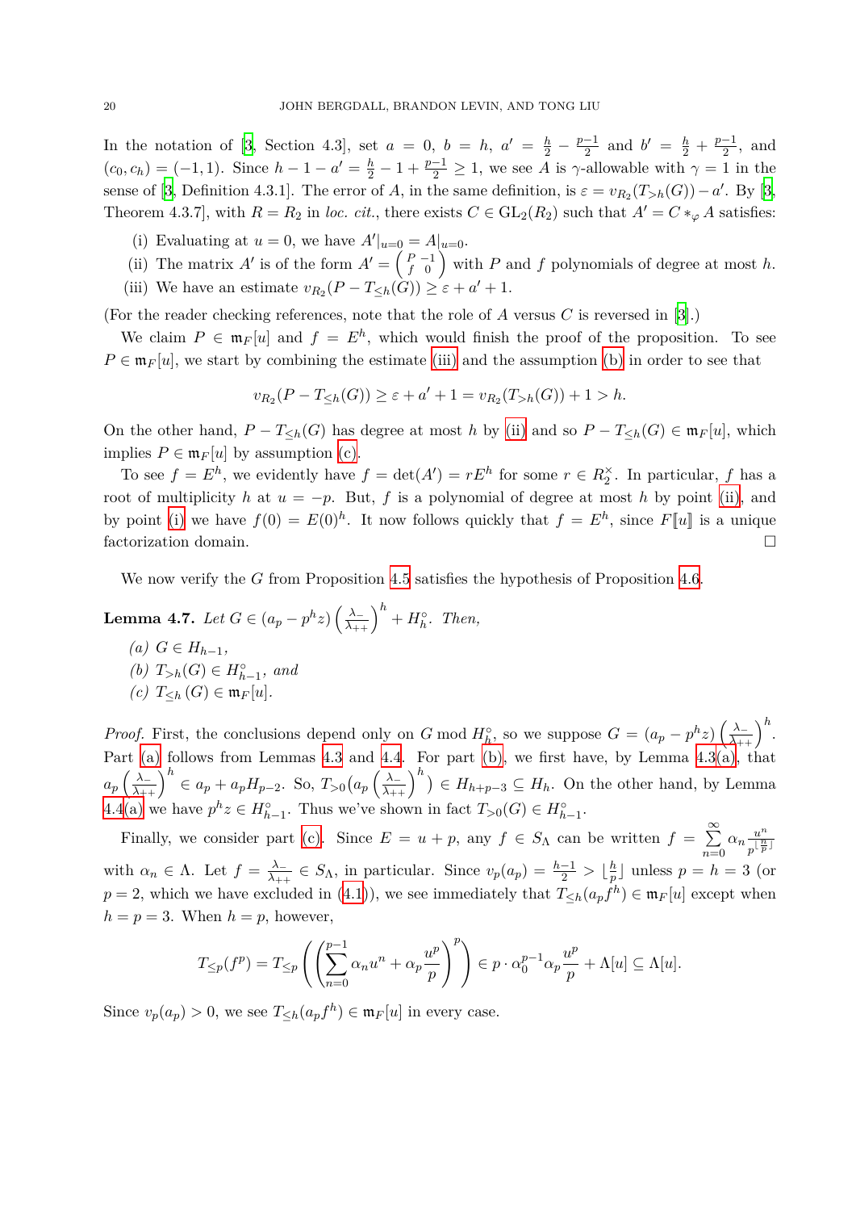In the notation of [3, Section 4.3], set $a = 0$, $b = h$, $a' = \frac{h}{2} - \frac{p-1}{2}$ and $b' = \frac{h}{2} + \frac{p-1}{2}$, and $(c_0, c_h) = (-1, 1)$. Since $h - 1 - a' = \frac{h}{2} - 1 + \frac{p-1}{2} \geq 1$, we see $A$ is $\gamma$-allowable with $\gamma = 1$ in the sense of [3, Definition 4.3.1]. The error of $A$, in the same definition, is $\varepsilon = v_{R_2}(T_{>h}(G)) - a'$. By [3, Theorem 4.3.7], with $R = R_2$ in *loc. cit.*, there exists $C \in \mathrm{GL}_2(R_2)$ such that $A' = C *_\varphi A$ satisfies:

(i) Evaluating at $u = 0$, we have $A'|_{u=0} = A|_{u=0}$.

(ii) The matrix $A'$ is of the form $A' = \begin{pmatrix} P & -1 \\ f & 0 \end{pmatrix}$ with $P$ and $f$ polynomials of degree at most $h$.

(iii) We have an estimate $v_{R_2}(P - T_{\leq h}(G)) \geq \varepsilon + a' + 1$.

(For the reader checking references, note that the role of $A$ versus $C$ is reversed in [3].)

We claim $P \in \mathfrak{m}_F[u]$ and $f = E^h$, which would finish the proof of the proposition. To see $P \in \mathfrak{m}_F[u]$, we start by combining the estimate (iii) and the assumption (b) in order to see that

$$v_{R_2}(P - T_{\leq h}(G)) \geq \varepsilon + a' + 1 = v_{R_2}(T_{>h}(G)) + 1 > h.$$

On the other hand, $P - T_{\leq h}(G)$ has degree at most $h$ by (ii) and so $P - T_{\leq h}(G) \in \mathfrak{m}_F[u]$, which implies $P \in \mathfrak{m}_F[u]$ by assumption (c).

To see $f = E^h$, we evidently have $f = \det(A') = rE^h$ for some $r \in R_2^\times$. In particular, $f$ has a root of multiplicity $h$ at $u = -p$. But, $f$ is a polynomial of degree at most $h$ by point (ii), and by point (i) we have $f(0) = E(0)^h$. It now follows quickly that $f = E^h$, since $F[\![u]\!]$ is a unique factorization domain. $\square$

We now verify the $G$ from Proposition 4.5 satisfies the hypothesis of Proposition 4.6.

**Lemma 4.7.** *Let $G \in (a_p - p^h z)\left(\frac{\lambda_-}{\lambda_{++}}\right)^h + H_h^\circ$. Then,*

*(a) $G \in H_{h-1}$,*

*(b) $T_{>h}(G) \in H_{h-1}^\circ$, and*

*(c) $T_{\leq h}(G) \in \mathfrak{m}_F[u]$.*

*Proof.* First, the conclusions depend only on $G$ mod $H_h^\circ$, so we suppose $G = (a_p - p^h z)\left(\frac{\lambda_-}{\lambda_{++}}\right)^h$. Part (a) follows from Lemmas 4.3 and 4.4. For part (b), we first have, by Lemma 4.3(a), that $a_p\left(\frac{\lambda_-}{\lambda_{++}}\right)^h \in a_p + a_p H_{p-2}$. So, $T_{>0}\left(a_p\left(\frac{\lambda_-}{\lambda_{++}}\right)^h\right) \in H_{h+p-3} \subseteq H_h$. On the other hand, by Lemma 4.4(a) we have $p^h z \in H_{h-1}^\circ$. Thus we've shown in fact $T_{>0}(G) \in H_{h-1}^\circ$.

Finally, we consider part (c). Since $E = u + p$, any $f \in S_\Lambda$ can be written $f = \sum_{n=0}^{\infty} \alpha_n \frac{u^n}{p^{\lfloor \frac{n}{p} \rfloor}}$ with $\alpha_n \in \Lambda$. Let $f = \frac{\lambda_-}{\lambda_{++}} \in S_\Lambda$, in particular. Since $v_p(a_p) = \frac{h-1}{2} > \lfloor \frac{h}{p} \rfloor$ unless $p = h = 3$ (or $p = 2$, which we have excluded in (4.1)), we see immediately that $T_{\leq h}(a_p f^h) \in \mathfrak{m}_F[u]$ except when $h = p = 3$. When $h = p$, however,

$$T_{\leq p}(f^p) = T_{\leq p}\left(\left(\sum_{n=0}^{p-1} \alpha_n u^n + \alpha_p \frac{u^p}{p}\right)^p\right) \in p \cdot \alpha_0^{p-1} \alpha_p \frac{u^p}{p} + \Lambda[u] \subseteq \Lambda[u].$$

Since $v_p(a_p) > 0$, we see $T_{\leq h}(a_p f^h) \in \mathfrak{m}_F[u]$ in every case.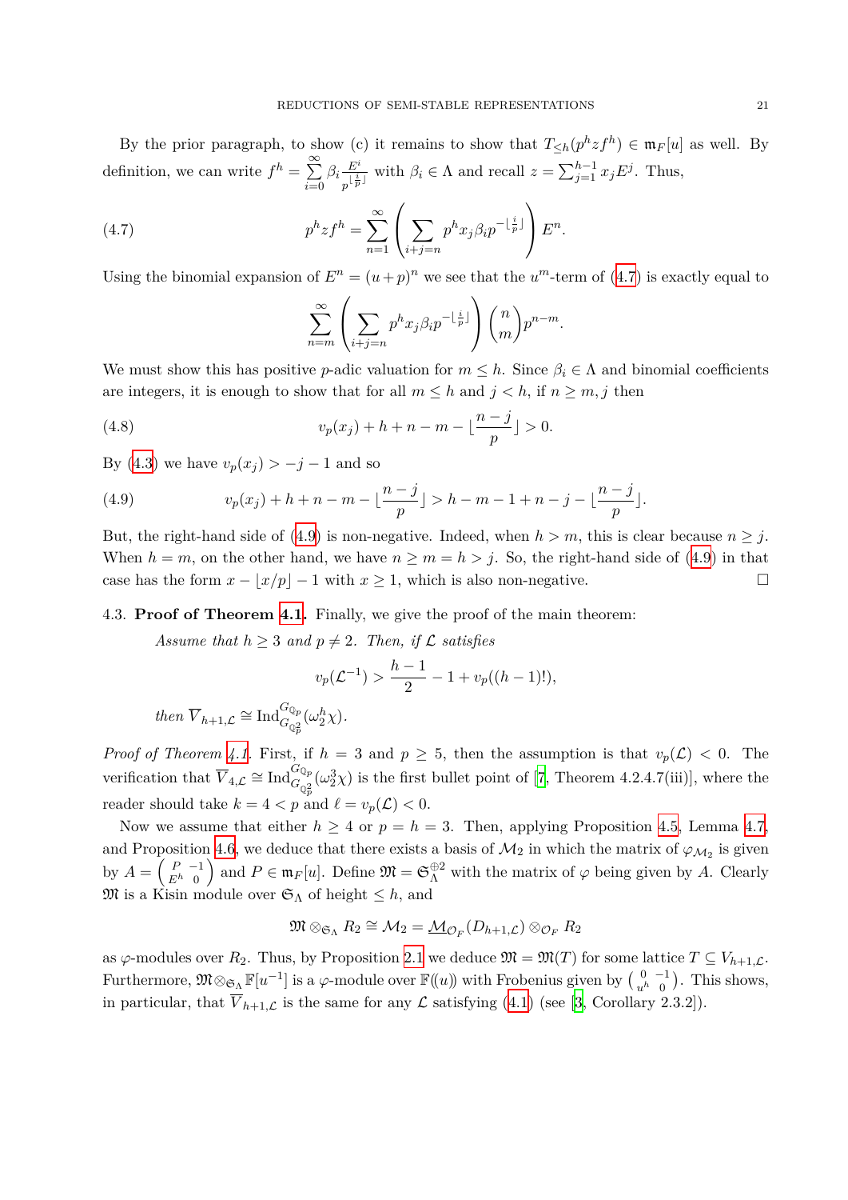By the prior paragraph, to show (c) it remains to show that $T_{\leq h}(p^h z f^h) \in \mathfrak{m}_F[u]$ as well. By definition, we can write $f^h = \sum_{i=0}^{\infty} \beta_i \frac{E^i}{p^{\lfloor \frac{i}{p} \rfloor}}$ with $\beta_i \in \Lambda$ and recall $z = \sum_{j=1}^{h-1} x_j E^j$. Thus,

$$p^h z f^h = \sum_{n=1}^{\infty} \left( \sum_{i+j=n} p^h x_j \beta_i p^{-\lfloor \frac{i}{p} \rfloor} \right) E^n. \tag{4.7}$$

Using the binomial expansion of $E^n = (u+p)^n$ we see that the $u^m$-term of (4.7) is exactly equal to

$$\sum_{n=m}^{\infty} \left( \sum_{i+j=n} p^h x_j \beta_i p^{-\lfloor \frac{i}{p} \rfloor} \right) \binom{n}{m} p^{n-m}.$$

We must show this has positive $p$-adic valuation for $m \leq h$. Since $\beta_i \in \Lambda$ and binomial coefficients are integers, it is enough to show that for all $m \leq h$ and $j < h$, if $n \geq m, j$ then

$$v_p(x_j) + h + n - m - \lfloor \frac{n-j}{p} \rfloor > 0. \tag{4.8}$$

By (4.3) we have $v_p(x_j) > -j - 1$ and so

$$v_p(x_j) + h + n - m - \lfloor \frac{n-j}{p} \rfloor > h - m - 1 + n - j - \lfloor \frac{n-j}{p} \rfloor. \tag{4.9}$$

But, the right-hand side of (4.9) is non-negative. Indeed, when $h > m$, this is clear because $n \geq j$. When $h = m$, on the other hand, we have $n \geq m = h > j$. So, the right-hand side of (4.9) in that case has the form $x - \lfloor x/p \rfloor - 1$ with $x \geq 1$, which is also non-negative. $\square$

### 4.3. Proof of Theorem 4.1.

Finally, we give the proof of the main theorem:

> *Assume that $h \geq 3$ and $p \neq 2$. Then, if $\mathcal{L}$ satisfies*
>
> $$v_p(\mathcal{L}^{-1}) > \frac{h-1}{2} - 1 + v_p((h-1)!),$$
>
> *then $\overline{V}_{h+1,\mathcal{L}} \cong \mathrm{Ind}_{G_{\mathbb{Q}_p^2}}^{G_{\mathbb{Q}_p}}(\omega_2^h \chi)$.*

*Proof of Theorem 4.1.* First, if $h = 3$ and $p \geq 5$, then the assumption is that $v_p(\mathcal{L}) < 0$. The verification that $\overline{V}_{4,\mathcal{L}} \cong \mathrm{Ind}_{G_{\mathbb{Q}_p^2}}^{G_{\mathbb{Q}_p}}(\omega_2^3 \chi)$ is the first bullet point of [7, Theorem 4.2.4.7(iii)], where the reader should take $k = 4 < p$ and $\ell = v_p(\mathcal{L}) < 0$.

Now we assume that either $h \geq 4$ or $p = h = 3$. Then, applying Proposition 4.5, Lemma 4.7, and Proposition 4.6, we deduce that there exists a basis of $\mathcal{M}_2$ in which the matrix of $\varphi_{\mathcal{M}_2}$ is given by $A = \left( \begin{smallmatrix} P & -1 \\ E^h & 0 \end{smallmatrix} \right)$ and $P \in \mathfrak{m}_F[u]$. Define $\mathfrak{M} = \mathfrak{S}_\Lambda^{\oplus 2}$ with the matrix of $\varphi$ being given by $A$. Clearly $\mathfrak{M}$ is a Kisin module over $\mathfrak{S}_\Lambda$ of height $\leq h$, and

$$\mathfrak{M} \otimes_{\mathfrak{S}_\Lambda} R_2 \cong \mathcal{M}_2 = \underline{\mathcal{M}}_{\mathcal{O}_F}(D_{h+1,\mathcal{L}}) \otimes_{\mathcal{O}_F} R_2$$

as $\varphi$-modules over $R_2$. Thus, by Proposition 2.1 we deduce $\mathfrak{M} = \mathfrak{M}(T)$ for some lattice $T \subseteq V_{h+1,\mathcal{L}}$. Furthermore, $\mathfrak{M} \otimes_{\mathfrak{S}_\Lambda} \mathbb{F}[u^{-1}]$ is a $\varphi$-module over $\mathbb{F}(\!(u)\!)$ with Frobenius given by $\left( \begin{smallmatrix} 0 & -1 \\ u^h & 0 \end{smallmatrix} \right)$. This shows, in particular, that $\overline{V}_{h+1,\mathcal{L}}$ is the same for any $\mathcal{L}$ satisfying (4.1) (see [3, Corollary 2.3.2]).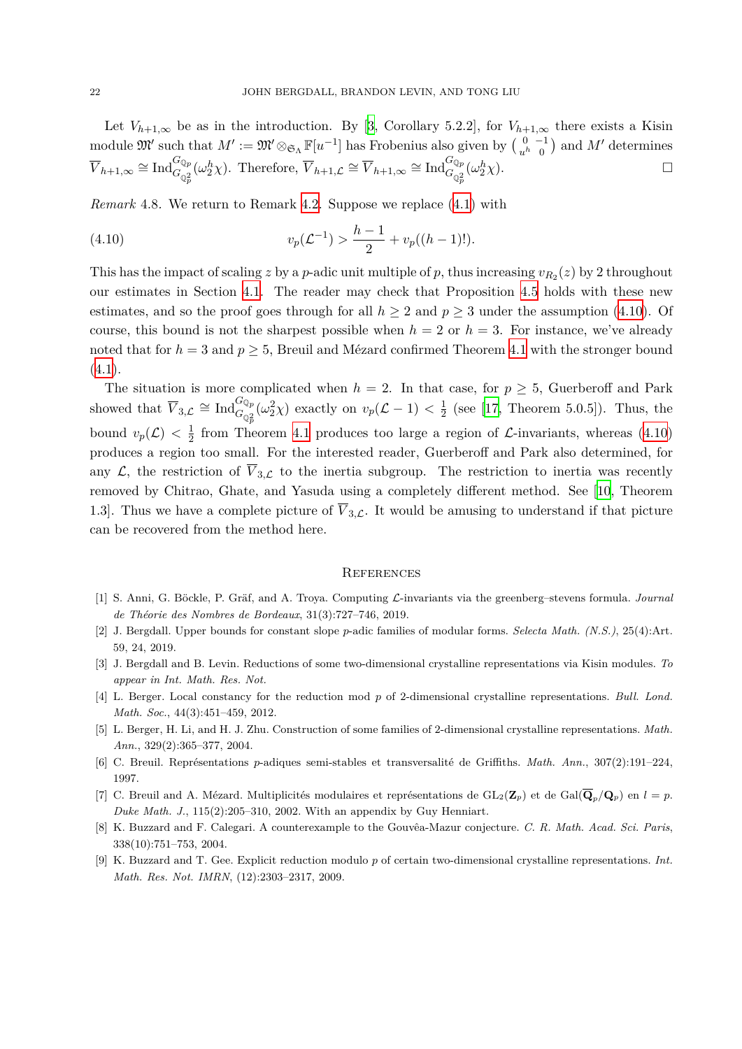Let $V_{h+1,\infty}$ be as in the introduction. By [3, Corollary 5.2.2], for $V_{h+1,\infty}$ there exists a Kisin module $\mathfrak{M}'$ such that $M' := \mathfrak{M}' \otimes_{\mathfrak{S}_\Lambda} \mathbb{F}[u^{-1}]$ has Frobenius also given by $\left(\begin{smallmatrix} 0 & -1 \\ u^h & 0 \end{smallmatrix}\right)$ and $M'$ determines $\overline{V}_{h+1,\infty} \cong \mathrm{Ind}_{G_{\mathbb{Q}_p^2}}^{G_{\mathbb{Q}_p}}(\omega_2^h \chi)$. Therefore, $\overline{V}_{h+1,\mathcal{L}} \cong \overline{V}_{h+1,\infty} \cong \mathrm{Ind}_{G_{\mathbb{Q}_p^2}}^{G_{\mathbb{Q}_p}}(\omega_2^h \chi)$. $\square$

*Remark* 4.8. We return to Remark 4.2. Suppose we replace (4.1) with

$$v_p(\mathcal{L}^{-1}) > \frac{h-1}{2} + v_p((h-1)!). \tag{4.10}$$

This has the impact of scaling $z$ by a $p$-adic unit multiple of $p$, thus increasing $v_{R_2}(z)$ by 2 throughout our estimates in Section 4.1. The reader may check that Proposition 4.5 holds with these new estimates, and so the proof goes through for all $h \geq 2$ and $p \geq 3$ under the assumption (4.10). Of course, this bound is not the sharpest possible when $h = 2$ or $h = 3$. For instance, we've already noted that for $h = 3$ and $p \geq 5$, Breuil and Mézard confirmed Theorem 4.1 with the stronger bound (4.1).

The situation is more complicated when $h = 2$. In that case, for $p \geq 5$, Guerberoff and Park showed that $\overline{V}_{3,\mathcal{L}} \cong \mathrm{Ind}_{G_{\mathbb{Q}_p^2}}^{G_{\mathbb{Q}_p}}(\omega_2^2 \chi)$ exactly on $v_p(\mathcal{L} - 1) < \frac{1}{2}$ (see [17, Theorem 5.0.5]). Thus, the bound $v_p(\mathcal{L}) < \frac{1}{2}$ from Theorem 4.1 produces too large a region of $\mathcal{L}$-invariants, whereas (4.10) produces a region too small. For the interested reader, Guerberoff and Park also determined, for any $\mathcal{L}$, the restriction of $\overline{V}_{3,\mathcal{L}}$ to the inertia subgroup. The restriction to inertia was recently removed by Chitrao, Ghate, and Yasuda using a completely different method. See [10, Theorem 1.3]. Thus we have a complete picture of $\overline{V}_{3,\mathcal{L}}$. It would be amusing to understand if that picture can be recovered from the method here.

## References

[1] S. Anni, G. Böckle, P. Gräf, and A. Troya. Computing $\mathcal{L}$-invariants via the greenberg–stevens formula. *Journal de Théorie des Nombres de Bordeaux*, 31(3):727–746, 2019.

[2] J. Bergdall. Upper bounds for constant slope $p$-adic families of modular forms. *Selecta Math. (N.S.)*, 25(4):Art. 59, 24, 2019.

[3] J. Bergdall and B. Levin. Reductions of some two-dimensional crystalline representations via Kisin modules. *To appear in Int. Math. Res. Not.*

[4] L. Berger. Local constancy for the reduction mod $p$ of 2-dimensional crystalline representations. *Bull. Lond. Math. Soc.*, 44(3):451–459, 2012.

[5] L. Berger, H. Li, and H. J. Zhu. Construction of some families of 2-dimensional crystalline representations. *Math. Ann.*, 329(2):365–377, 2004.

[6] C. Breuil. Représentations $p$-adiques semi-stables et transversalité de Griffiths. *Math. Ann.*, 307(2):191–224, 1997.

[7] C. Breuil and A. Mézard. Multiplicités modulaires et représentations de $\mathrm{GL}_2(\mathbf{Z}_p)$ et de $\mathrm{Gal}(\overline{\mathbf{Q}}_p/\mathbf{Q}_p)$ en $l = p$. *Duke Math. J.*, 115(2):205–310, 2002. With an appendix by Guy Henniart.

[8] K. Buzzard and F. Calegari. A counterexample to the Gouvêa-Mazur conjecture. *C. R. Math. Acad. Sci. Paris*, 338(10):751–753, 2004.

[9] K. Buzzard and T. Gee. Explicit reduction modulo $p$ of certain two-dimensional crystalline representations. *Int. Math. Res. Not. IMRN*, (12):2303–2317, 2009.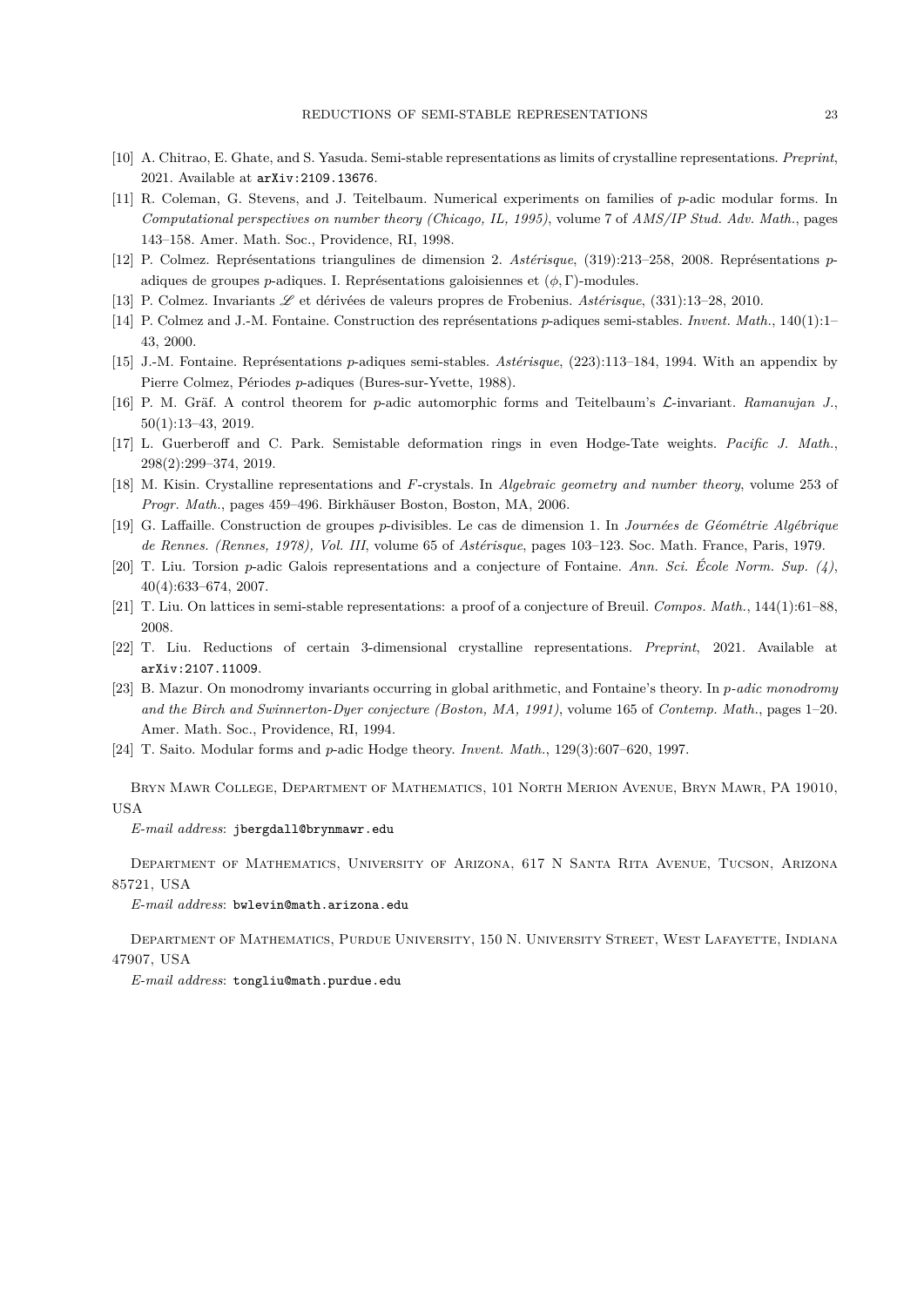[10] A. Chitrao, E. Ghate, and S. Yasuda. Semi-stable representations as limits of crystalline representations. *Preprint*, 2021. Available at arXiv:2109.13676.

[11] R. Coleman, G. Stevens, and J. Teitelbaum. Numerical experiments on families of $p$-adic modular forms. In *Computational perspectives on number theory (Chicago, IL, 1995)*, volume 7 of *AMS/IP Stud. Adv. Math.*, pages 143–158. Amer. Math. Soc., Providence, RI, 1998.

[12] P. Colmez. Représentations triangulines de dimension 2. *Astérisque*, (319):213–258, 2008. Représentations $p$-adiques de groupes $p$-adiques. I. Représentations galoisiennes et $(\phi, \Gamma)$-modules.

[13] P. Colmez. Invariants $\mathscr{L}$ et dérivées de valeurs propres de Frobenius. *Astérisque*, (331):13–28, 2010.

[14] P. Colmez and J.-M. Fontaine. Construction des représentations $p$-adiques semi-stables. *Invent. Math.*, 140(1):1–43, 2000.

[15] J.-M. Fontaine. Représentations $p$-adiques semi-stables. *Astérisque*, (223):113–184, 1994. With an appendix by Pierre Colmez, Périodes $p$-adiques (Bures-sur-Yvette, 1988).

[16] P. M. Gräf. A control theorem for $p$-adic automorphic forms and Teitelbaum's $\mathcal{L}$-invariant. *Ramanujan J.*, 50(1):13–43, 2019.

[17] L. Guerberoff and C. Park. Semistable deformation rings in even Hodge-Tate weights. *Pacific J. Math.*, 298(2):299–374, 2019.

[18] M. Kisin. Crystalline representations and $F$-crystals. In *Algebraic geometry and number theory*, volume 253 of *Progr. Math.*, pages 459–496. Birkhäuser Boston, Boston, MA, 2006.

[19] G. Laffaille. Construction de groupes $p$-divisibles. Le cas de dimension 1. In *Journées de Géométrie Algébrique de Rennes. (Rennes, 1978), Vol. III*, volume 65 of *Astérisque*, pages 103–123. Soc. Math. France, Paris, 1979.

[20] T. Liu. Torsion $p$-adic Galois representations and a conjecture of Fontaine. *Ann. Sci. École Norm. Sup. (4)*, 40(4):633–674, 2007.

[21] T. Liu. On lattices in semi-stable representations: a proof of a conjecture of Breuil. *Compos. Math.*, 144(1):61–88, 2008.

[22] T. Liu. Reductions of certain 3-dimensional crystalline representations. *Preprint*, 2021. Available at arXiv:2107.11009.

[23] B. Mazur. On monodromy invariants occurring in global arithmetic, and Fontaine's theory. In *p-adic monodromy and the Birch and Swinnerton-Dyer conjecture (Boston, MA, 1991)*, volume 165 of *Contemp. Math.*, pages 1–20. Amer. Math. Soc., Providence, RI, 1994.

[24] T. Saito. Modular forms and $p$-adic Hodge theory. *Invent. Math.*, 129(3):607–620, 1997.

Bryn Mawr College, Department of Mathematics, 101 North Merion Avenue, Bryn Mawr, PA 19010, USA

*E-mail address*: jbergdall@brynmawr.edu

Department of Mathematics, University of Arizona, 617 N Santa Rita Avenue, Tucson, Arizona 85721, USA

*E-mail address*: bwlevin@math.arizona.edu

Department of Mathematics, Purdue University, 150 N. University Street, West Lafayette, Indiana 47907, USA

*E-mail address*: tongliu@math.purdue.edu